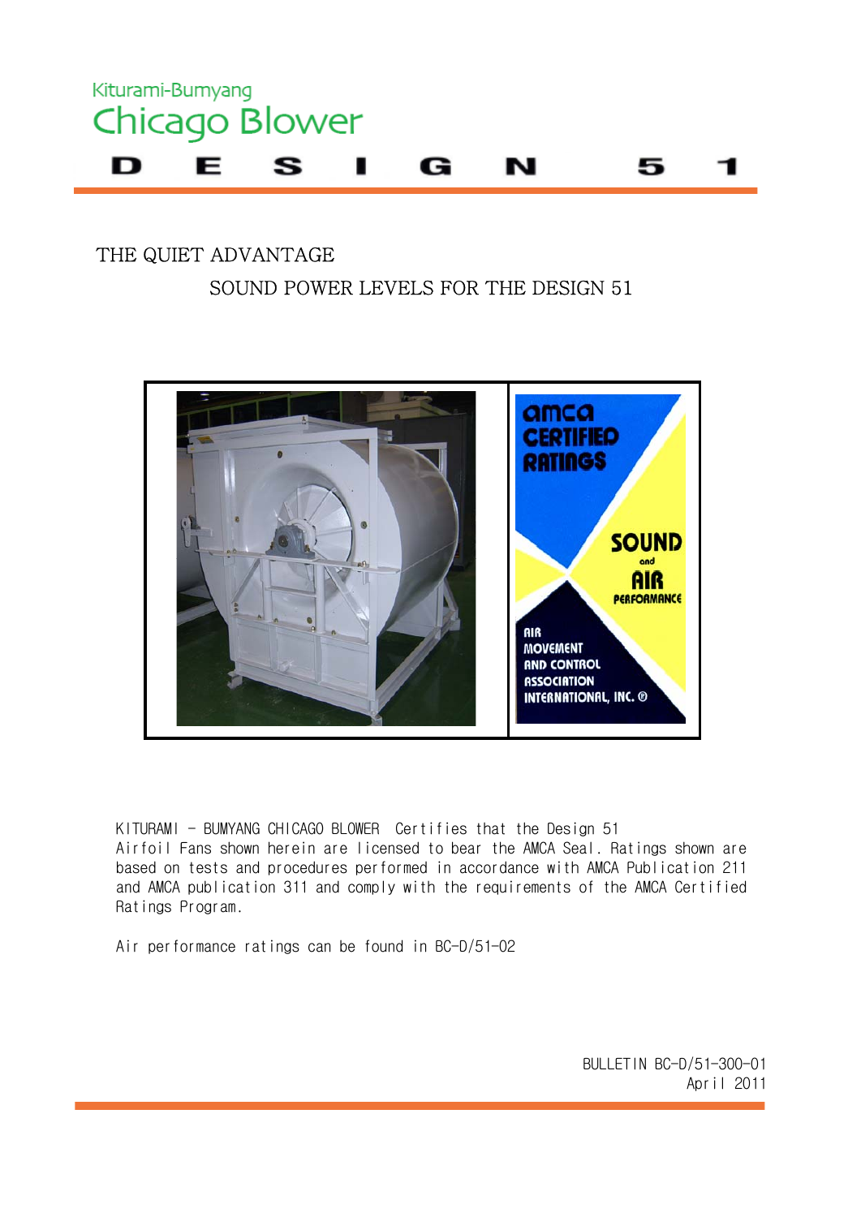Kiturami-Bumyang

# Chicago Blower

# DESIGN 51

THE QUIET ADVANTAGE

## SOUND POWER LEVELS FOR THE DESIGN 51

KITURAMI - BUMYANG CHICAGO BLOWER Certifies that the Design 51 Airfoil Fans shown herein are licensed to bear the AMCA Seal. Ratings shown are based on tests and procedures performed in accordance with AMCA Publication 211 and AMCA publication 311 and comply with the requirements of the AMCA Certified Ratings Program.

Air performance ratings can be found in BC-D/51-02

BULLETIN BC-D/51-300-01
April 2011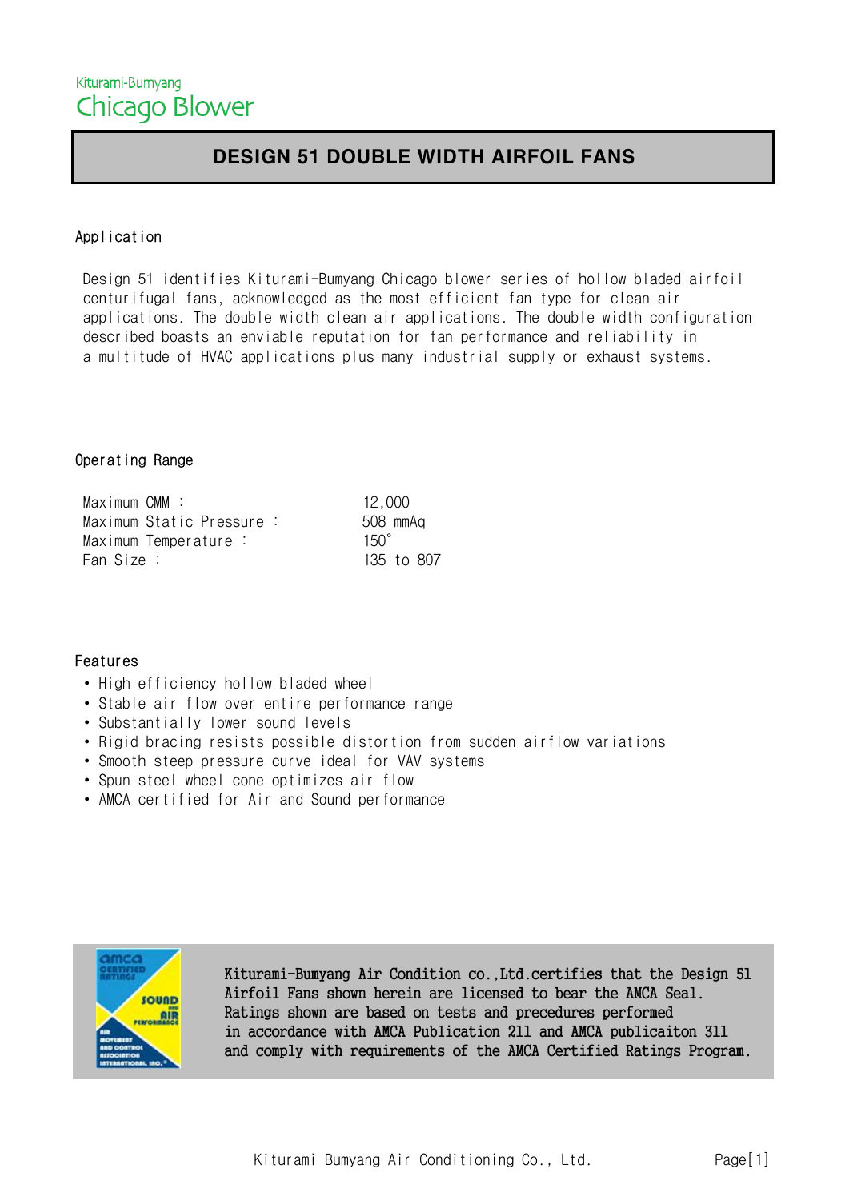Kiturami-Bumyang
Chicago Blower

# DESIGN 51 DOUBLE WIDTH AIRFOIL FANS

## Application

Design 51 identifies Kiturami-Bumyang Chicago blower series of hollow bladed airfoil centurifugal fans, acknowledged as the most efficient fan type for clean air applications. The double width clean air applications. The double width configuration described boasts an enviable reputation for fan performance and reliability in a multitude of HVAC applications plus many industrial supply or exhaust systems.

## Operating Range

| | |
|---|---|
| Maximum CMM : | 12,000 |
| Maximum Static Pressure : | 508 mmAq |
| Maximum Temperature : | 150° |
| Fan Size : | 135 to 807 |

## Features

- High efficiency hollow bladed wheel
- Stable air flow over entire performance range
- Substantially lower sound levels
- Rigid bracing resists possible distortion from sudden airflow variations
- Smooth steep pressure curve ideal for VAV systems
- Spun steel wheel cone optimizes air flow
- AMCA certified for Air and Sound performance

amca CERTIFIED RATINGS SOUND AND AIR PERFORMANCE AIR MOVEMENT AND CONTROL ASSOCIATION INTERNATIONAL, INC.®

Kiturami-Bumyang Air Condition co.,Ltd.certifies that the Design 51 Airfoil Fans shown herein are licensed to bear the AMCA Seal. Ratings shown are based on tests and precedures performed in accordance with AMCA Publication 211 and AMCA publicaiton 311 and comply with requirements of the AMCA Certified Ratings Program.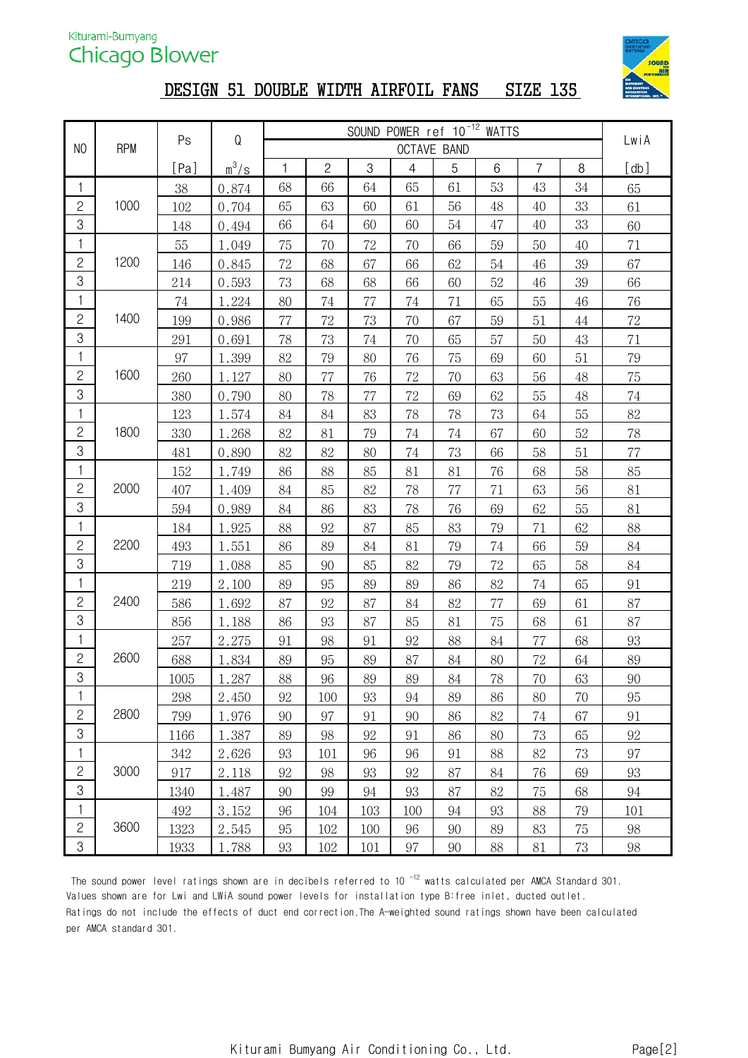Kiturami-Bumyang

Chicago Blower

# DESIGN 51 DOUBLE WIDTH AIRFOIL FANS SIZE 135

| NO | RPM | Ps | Q | SOUND POWER ref $10^{-12}$ WATTS | | | | | | | | LwiA |
|---|---|---|---|---|---|---|---|---|---|---|---|---|
| | | | | OCTAVE BAND | | | | | | | | |
| | | [Pa] | $m^3/s$ | 1 | 2 | 3 | 4 | 5 | 6 | 7 | 8 | [db] |
| 1 | 1000 | 38 | 0.874 | 68 | 66 | 64 | 65 | 61 | 53 | 43 | 34 | 65 |
| 2 | | 102 | 0.704 | 65 | 63 | 60 | 61 | 56 | 48 | 40 | 33 | 61 |
| 3 | | 148 | 0.494 | 66 | 64 | 60 | 60 | 54 | 47 | 40 | 33 | 60 |
| 1 | 1200 | 55 | 1.049 | 75 | 70 | 72 | 70 | 66 | 59 | 50 | 40 | 71 |
| 2 | | 146 | 0.845 | 72 | 68 | 67 | 66 | 62 | 54 | 46 | 39 | 67 |
| 3 | | 214 | 0.593 | 73 | 68 | 68 | 66 | 60 | 52 | 46 | 39 | 66 |
| 1 | 1400 | 74 | 1.224 | 80 | 74 | 77 | 74 | 71 | 65 | 55 | 46 | 76 |
| 2 | | 199 | 0.986 | 77 | 72 | 73 | 70 | 67 | 59 | 51 | 44 | 72 |
| 3 | | 291 | 0.691 | 78 | 73 | 74 | 70 | 65 | 57 | 50 | 43 | 71 |
| 1 | 1600 | 97 | 1.399 | 82 | 79 | 80 | 76 | 75 | 69 | 60 | 51 | 79 |
| 2 | | 260 | 1.127 | 80 | 77 | 76 | 72 | 70 | 63 | 56 | 48 | 75 |
| 3 | | 380 | 0.790 | 80 | 78 | 77 | 72 | 69 | 62 | 55 | 48 | 74 |
| 1 | 1800 | 123 | 1.574 | 84 | 84 | 83 | 78 | 78 | 73 | 64 | 55 | 82 |
| 2 | | 330 | 1.268 | 82 | 81 | 79 | 74 | 74 | 67 | 60 | 52 | 78 |
| 3 | | 481 | 0.890 | 82 | 82 | 80 | 74 | 73 | 66 | 58 | 51 | 77 |
| 1 | 2000 | 152 | 1.749 | 86 | 88 | 85 | 81 | 81 | 76 | 68 | 58 | 85 |
| 2 | | 407 | 1.409 | 84 | 85 | 82 | 78 | 77 | 71 | 63 | 56 | 81 |
| 3 | | 594 | 0.989 | 84 | 86 | 83 | 78 | 76 | 69 | 62 | 55 | 81 |
| 1 | 2200 | 184 | 1.925 | 88 | 92 | 87 | 85 | 83 | 79 | 71 | 62 | 88 |
| 2 | | 493 | 1.551 | 86 | 89 | 84 | 81 | 79 | 74 | 66 | 59 | 84 |
| 3 | | 719 | 1.088 | 85 | 90 | 85 | 82 | 79 | 72 | 65 | 58 | 84 |
| 1 | 2400 | 219 | 2.100 | 89 | 95 | 89 | 89 | 86 | 82 | 74 | 65 | 91 |
| 2 | | 586 | 1.692 | 87 | 92 | 87 | 84 | 82 | 77 | 69 | 61 | 87 |
| 3 | | 856 | 1.188 | 86 | 93 | 87 | 85 | 81 | 75 | 68 | 61 | 87 |
| 1 | 2600 | 257 | 2.275 | 91 | 98 | 91 | 92 | 88 | 84 | 77 | 68 | 93 |
| 2 | | 688 | 1.834 | 89 | 95 | 89 | 87 | 84 | 80 | 72 | 64 | 89 |
| 3 | | 1005 | 1.287 | 88 | 96 | 89 | 89 | 84 | 78 | 70 | 63 | 90 |
| 1 | 2800 | 298 | 2.450 | 92 | 100 | 93 | 94 | 89 | 86 | 80 | 70 | 95 |
| 2 | | 799 | 1.976 | 90 | 97 | 91 | 90 | 86 | 82 | 74 | 67 | 91 |
| 3 | | 1166 | 1.387 | 89 | 98 | 92 | 91 | 86 | 80 | 73 | 65 | 92 |
| 1 | 3000 | 342 | 2.626 | 93 | 101 | 96 | 96 | 91 | 88 | 82 | 73 | 97 |
| 2 | | 917 | 2.118 | 92 | 98 | 93 | 92 | 87 | 84 | 76 | 69 | 93 |
| 3 | | 1340 | 1.487 | 90 | 99 | 94 | 93 | 87 | 82 | 75 | 68 | 94 |
| 1 | 3600 | 492 | 3.152 | 96 | 104 | 103 | 100 | 94 | 93 | 88 | 79 | 101 |
| 2 | | 1323 | 2.545 | 95 | 102 | 100 | 96 | 90 | 89 | 83 | 75 | 98 |
| 3 | | 1933 | 1.788 | 93 | 102 | 101 | 97 | 90 | 88 | 81 | 73 | 98 |

The sound power level ratings shown are in decibels referred to $10^{-12}$ watts calculated per AMCA Standard 301. Values shown are for Lwi and LWiA sound power levels for installation type B:free inlet, ducted outlet. Ratings do not include the effects of duct end correction.The A-weighted sound ratings shown have been calculated per AMCA standard 301.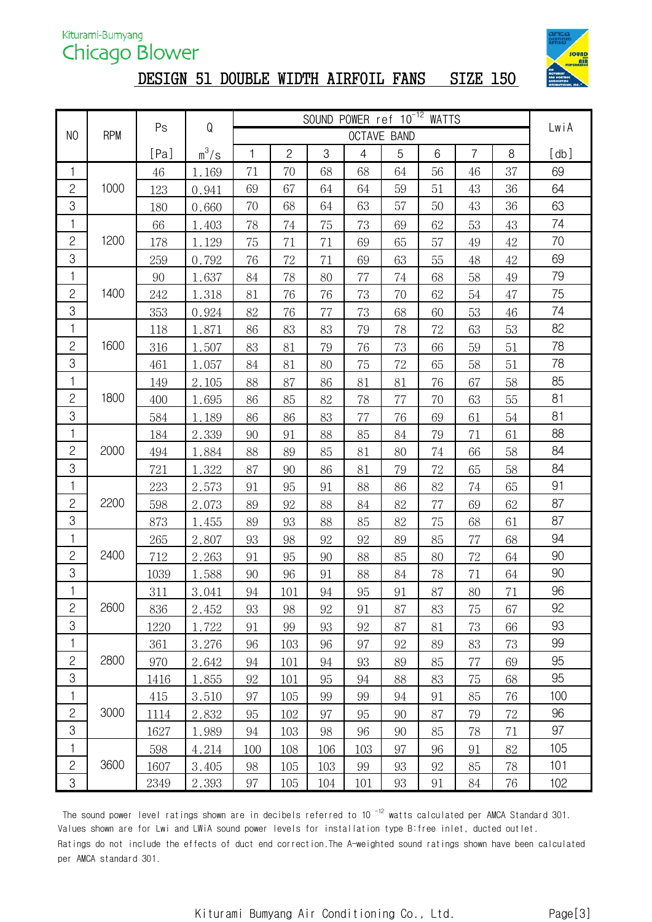Kiturami-Bumyang

Chicago Blower

# DESIGN 51 DOUBLE WIDTH AIRFOIL FANS SIZE 150

| NO | RPM | Ps | Q | SOUND POWER ref $10^{-12}$ WATTS | | | | | | | | LwiA |
|---|---|---|---|---|---|---|---|---|---|---|---|---|
| | | | | OCTAVE BAND | | | | | | | | |
| | | [Pa] | $m^3/s$ | 1 | 2 | 3 | 4 | 5 | 6 | 7 | 8 | [db] |
| 1 | 1000 | 46 | 1.169 | 71 | 70 | 68 | 68 | 64 | 56 | 46 | 37 | 69 |
| 2 | | 123 | 0.941 | 69 | 67 | 64 | 64 | 59 | 51 | 43 | 36 | 64 |
| 3 | | 180 | 0.660 | 70 | 68 | 64 | 63 | 57 | 50 | 43 | 36 | 63 |
| 1 | 1200 | 66 | 1.403 | 78 | 74 | 75 | 73 | 69 | 62 | 53 | 43 | 74 |
| 2 | | 178 | 1.129 | 75 | 71 | 71 | 69 | 65 | 57 | 49 | 42 | 70 |
| 3 | | 259 | 0.792 | 76 | 72 | 71 | 69 | 63 | 55 | 48 | 42 | 69 |
| 1 | 1400 | 90 | 1.637 | 84 | 78 | 80 | 77 | 74 | 68 | 58 | 49 | 79 |
| 2 | | 242 | 1.318 | 81 | 76 | 76 | 73 | 70 | 62 | 54 | 47 | 75 |
| 3 | | 353 | 0.924 | 82 | 76 | 77 | 73 | 68 | 60 | 53 | 46 | 74 |
| 1 | 1600 | 118 | 1.871 | 86 | 83 | 83 | 79 | 78 | 72 | 63 | 53 | 82 |
| 2 | | 316 | 1.507 | 83 | 81 | 79 | 76 | 73 | 66 | 59 | 51 | 78 |
| 3 | | 461 | 1.057 | 84 | 81 | 80 | 75 | 72 | 65 | 58 | 51 | 78 |
| 1 | 1800 | 149 | 2.105 | 88 | 87 | 86 | 81 | 81 | 76 | 67 | 58 | 85 |
| 2 | | 400 | 1.695 | 86 | 85 | 82 | 78 | 77 | 70 | 63 | 55 | 81 |
| 3 | | 584 | 1.189 | 86 | 86 | 83 | 77 | 76 | 69 | 61 | 54 | 81 |
| 1 | 2000 | 184 | 2.339 | 90 | 91 | 88 | 85 | 84 | 79 | 71 | 61 | 88 |
| 2 | | 494 | 1.884 | 88 | 89 | 85 | 81 | 80 | 74 | 66 | 58 | 84 |
| 3 | | 721 | 1.322 | 87 | 90 | 86 | 81 | 79 | 72 | 65 | 58 | 84 |
| 1 | 2200 | 223 | 2.573 | 91 | 95 | 91 | 88 | 86 | 82 | 74 | 65 | 91 |
| 2 | | 598 | 2.073 | 89 | 92 | 88 | 84 | 82 | 77 | 69 | 62 | 87 |
| 3 | | 873 | 1.455 | 89 | 93 | 88 | 85 | 82 | 75 | 68 | 61 | 87 |
| 1 | 2400 | 265 | 2.807 | 93 | 98 | 92 | 92 | 89 | 85 | 77 | 68 | 94 |
| 2 | | 712 | 2.263 | 91 | 95 | 90 | 88 | 85 | 80 | 72 | 64 | 90 |
| 3 | | 1039 | 1.588 | 90 | 96 | 91 | 88 | 84 | 78 | 71 | 64 | 90 |
| 1 | 2600 | 311 | 3.041 | 94 | 101 | 94 | 95 | 91 | 87 | 80 | 71 | 96 |
| 2 | | 836 | 2.452 | 93 | 98 | 92 | 91 | 87 | 83 | 75 | 67 | 92 |
| 3 | | 1220 | 1.722 | 91 | 99 | 93 | 92 | 87 | 81 | 73 | 66 | 93 |
| 1 | 2800 | 361 | 3.276 | 96 | 103 | 96 | 97 | 92 | 89 | 83 | 73 | 99 |
| 2 | | 970 | 2.642 | 94 | 101 | 94 | 93 | 89 | 85 | 77 | 69 | 95 |
| 3 | | 1416 | 1.855 | 92 | 101 | 95 | 94 | 88 | 83 | 75 | 68 | 95 |
| 1 | 3000 | 415 | 3.510 | 97 | 105 | 99 | 99 | 94 | 91 | 85 | 76 | 100 |
| 2 | | 1114 | 2.832 | 95 | 102 | 97 | 95 | 90 | 87 | 79 | 72 | 96 |
| 3 | | 1627 | 1.989 | 94 | 103 | 98 | 96 | 90 | 85 | 78 | 71 | 97 |
| 1 | 3600 | 598 | 4.214 | 100 | 108 | 106 | 103 | 97 | 96 | 91 | 82 | 105 |
| 2 | | 1607 | 3.405 | 98 | 105 | 103 | 99 | 93 | 92 | 85 | 78 | 101 |
| 3 | | 2349 | 2.393 | 97 | 105 | 104 | 101 | 93 | 91 | 84 | 76 | 102 |

The sound power level ratings shown are in decibels referred to $10^{-12}$ watts calculated per AMCA Standard 301. Values shown are for Lwi and LWiA sound power levels for installation type B:free inlet, ducted outlet. Ratings do not include the effects of duct end correction.The A-weighted sound ratings shown have been calculated per AMCA standard 301.

Kiturami Bumyang Air Conditioning Co., Ltd.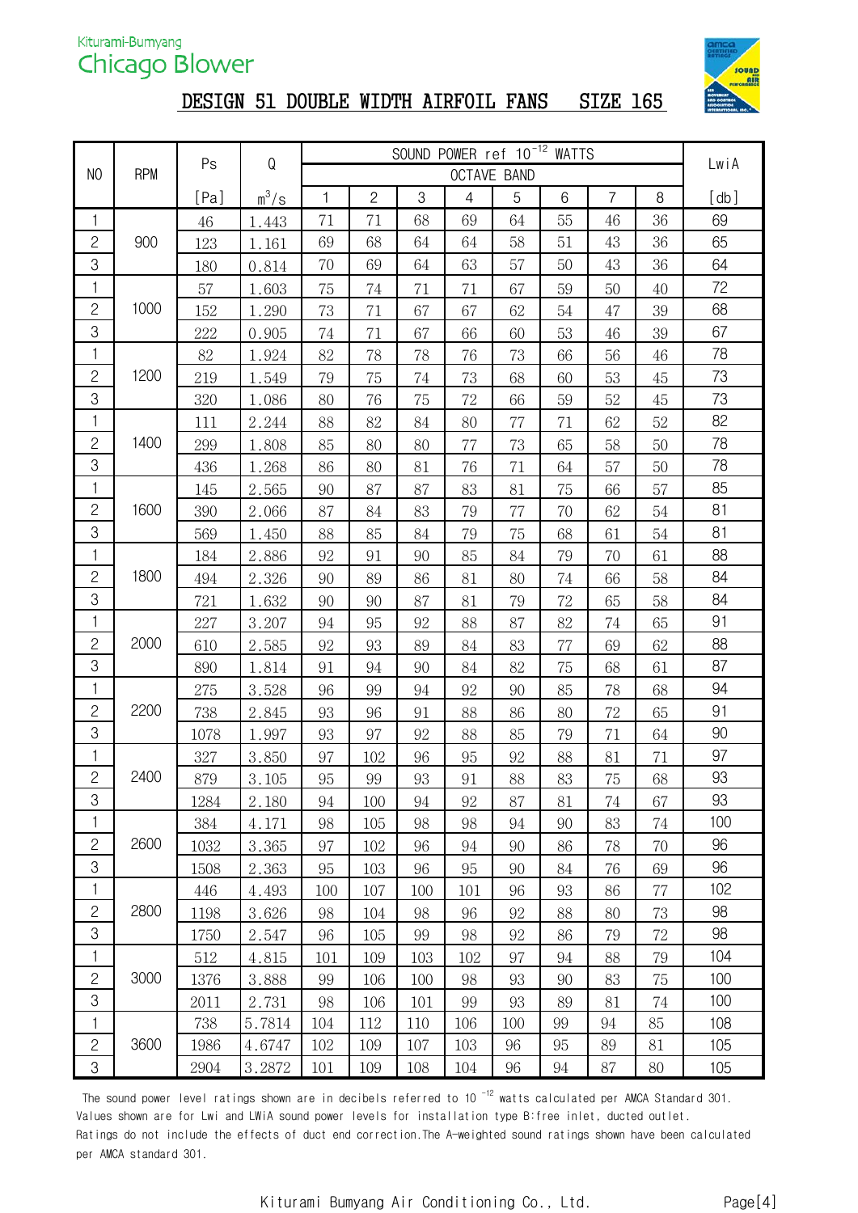Kiturami-Bumyang
Chicago Blower

# DESIGN 51 DOUBLE WIDTH AIRFOIL FANS SIZE 165

| NO | RPM | Ps | Q | SOUND POWER ref $10^{-12}$ WATTS | | | | | | | | LwiA |
|---|---|---|---|---|---|---|---|---|---|---|---|---|
| | | | | OCTAVE BAND | | | | | | | | |
| | | [Pa] | $m^3/s$ | 1 | 2 | 3 | 4 | 5 | 6 | 7 | 8 | [db] |
| 1 | 900 | 46 | 1.443 | 71 | 71 | 68 | 69 | 64 | 55 | 46 | 36 | 69 |
| 2 | | 123 | 1.161 | 69 | 68 | 64 | 64 | 58 | 51 | 43 | 36 | 65 |
| 3 | | 180 | 0.814 | 70 | 69 | 64 | 63 | 57 | 50 | 43 | 36 | 64 |
| 1 | 1000 | 57 | 1.603 | 75 | 74 | 71 | 71 | 67 | 59 | 50 | 40 | 72 |
| 2 | | 152 | 1.290 | 73 | 71 | 67 | 67 | 62 | 54 | 47 | 39 | 68 |
| 3 | | 222 | 0.905 | 74 | 71 | 67 | 66 | 60 | 53 | 46 | 39 | 67 |
| 1 | 1200 | 82 | 1.924 | 82 | 78 | 78 | 76 | 73 | 66 | 56 | 46 | 78 |
| 2 | | 219 | 1.549 | 79 | 75 | 74 | 73 | 68 | 60 | 53 | 45 | 73 |
| 3 | | 320 | 1.086 | 80 | 76 | 75 | 72 | 66 | 59 | 52 | 45 | 73 |
| 1 | 1400 | 111 | 2.244 | 88 | 82 | 84 | 80 | 77 | 71 | 62 | 52 | 82 |
| 2 | | 299 | 1.808 | 85 | 80 | 80 | 77 | 73 | 65 | 58 | 50 | 78 |
| 3 | | 436 | 1.268 | 86 | 80 | 81 | 76 | 71 | 64 | 57 | 50 | 78 |
| 1 | 1600 | 145 | 2.565 | 90 | 87 | 87 | 83 | 81 | 75 | 66 | 57 | 85 |
| 2 | | 390 | 2.066 | 87 | 84 | 83 | 79 | 77 | 70 | 62 | 54 | 81 |
| 3 | | 569 | 1.450 | 88 | 85 | 84 | 79 | 75 | 68 | 61 | 54 | 81 |
| 1 | 1800 | 184 | 2.886 | 92 | 91 | 90 | 85 | 84 | 79 | 70 | 61 | 88 |
| 2 | | 494 | 2.326 | 90 | 89 | 86 | 81 | 80 | 74 | 66 | 58 | 84 |
| 3 | | 721 | 1.632 | 90 | 90 | 87 | 81 | 79 | 72 | 65 | 58 | 84 |
| 1 | 2000 | 227 | 3.207 | 94 | 95 | 92 | 88 | 87 | 82 | 74 | 65 | 91 |
| 2 | | 610 | 2.585 | 92 | 93 | 89 | 84 | 83 | 77 | 69 | 62 | 88 |
| 3 | | 890 | 1.814 | 91 | 94 | 90 | 84 | 82 | 75 | 68 | 61 | 87 |
| 1 | 2200 | 275 | 3.528 | 96 | 99 | 94 | 92 | 90 | 85 | 78 | 68 | 94 |
| 2 | | 738 | 2.845 | 93 | 96 | 91 | 88 | 86 | 80 | 72 | 65 | 91 |
| 3 | | 1078 | 1.997 | 93 | 97 | 92 | 88 | 85 | 79 | 71 | 64 | 90 |
| 1 | 2400 | 327 | 3.850 | 97 | 102 | 96 | 95 | 92 | 88 | 81 | 71 | 97 |
| 2 | | 879 | 3.105 | 95 | 99 | 93 | 91 | 88 | 83 | 75 | 68 | 93 |
| 3 | | 1284 | 2.180 | 94 | 100 | 94 | 92 | 87 | 81 | 74 | 67 | 93 |
| 1 | 2600 | 384 | 4.171 | 98 | 105 | 98 | 98 | 94 | 90 | 83 | 74 | 100 |
| 2 | | 1032 | 3.365 | 97 | 102 | 96 | 94 | 90 | 86 | 78 | 70 | 96 |
| 3 | | 1508 | 2.363 | 95 | 103 | 96 | 95 | 90 | 84 | 76 | 69 | 96 |
| 1 | 2800 | 446 | 4.493 | 100 | 107 | 100 | 101 | 96 | 93 | 86 | 77 | 102 |
| 2 | | 1198 | 3.626 | 98 | 104 | 98 | 96 | 92 | 88 | 80 | 73 | 98 |
| 3 | | 1750 | 2.547 | 96 | 105 | 99 | 98 | 92 | 86 | 79 | 72 | 98 |
| 1 | 3000 | 512 | 4.815 | 101 | 109 | 103 | 102 | 97 | 94 | 88 | 79 | 104 |
| 2 | | 1376 | 3.888 | 99 | 106 | 100 | 98 | 93 | 90 | 83 | 75 | 100 |
| 3 | | 2011 | 2.731 | 98 | 106 | 101 | 99 | 93 | 89 | 81 | 74 | 100 |
| 1 | 3600 | 738 | 5.7814 | 104 | 112 | 110 | 106 | 100 | 99 | 94 | 85 | 108 |
| 2 | | 1986 | 4.6747 | 102 | 109 | 107 | 103 | 96 | 95 | 89 | 81 | 105 |
| 3 | | 2904 | 3.2872 | 101 | 109 | 108 | 104 | 96 | 94 | 87 | 80 | 105 |

The sound power level ratings shown are in decibels referred to $10^{-12}$ watts calculated per AMCA Standard 301. Values shown are for Lwi and LWiA sound power levels for installation type B:free inlet, ducted outlet. Ratings do not include the effects of duct end correction. The A-weighted sound ratings shown have been calculated per AMCA standard 301.

Kiturami Bumyang Air Conditioning Co., Ltd.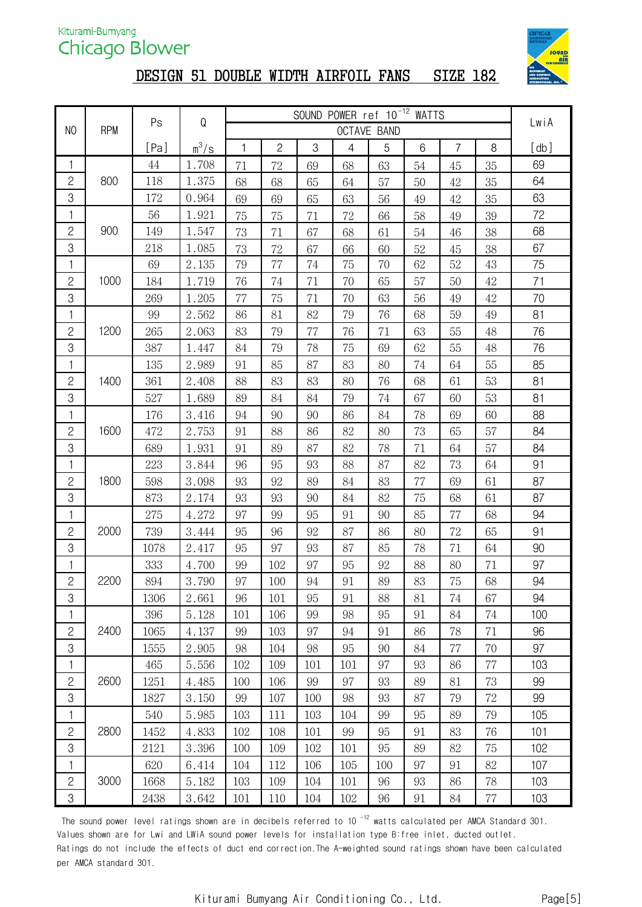Kiturami-Bumyang

Chicago Blower

# DESIGN 51 DOUBLE WIDTH AIRFOIL FANS SIZE 182

| NO | RPM | Ps | Q | SOUND POWER ref $10^{-12}$ WATTS | | | | | | | | LwiA |
|---|---|---|---|---|---|---|---|---|---|---|---|---|
| | | | | OCTAVE BAND | | | | | | | | |
| | | [Pa] | $m^3/s$ | 1 | 2 | 3 | 4 | 5 | 6 | 7 | 8 | [db] |
| 1 | 800 | 44 | 1.708 | 71 | 72 | 69 | 68 | 63 | 54 | 45 | 35 | 69 |
| 2 | | 118 | 1.375 | 68 | 68 | 65 | 64 | 57 | 50 | 42 | 35 | 64 |
| 3 | | 172 | 0.964 | 69 | 69 | 65 | 63 | 56 | 49 | 42 | 35 | 63 |
| 1 | 900 | 56 | 1.921 | 75 | 75 | 71 | 72 | 66 | 58 | 49 | 39 | 72 |
| 2 | | 149 | 1.547 | 73 | 71 | 67 | 68 | 61 | 54 | 46 | 38 | 68 |
| 3 | | 218 | 1.085 | 73 | 72 | 67 | 66 | 60 | 52 | 45 | 38 | 67 |
| 1 | 1000 | 69 | 2.135 | 79 | 77 | 74 | 75 | 70 | 62 | 52 | 43 | 75 |
| 2 | | 184 | 1.719 | 76 | 74 | 71 | 70 | 65 | 57 | 50 | 42 | 71 |
| 3 | | 269 | 1.205 | 77 | 75 | 71 | 70 | 63 | 56 | 49 | 42 | 70 |
| 1 | 1200 | 99 | 2.562 | 86 | 81 | 82 | 79 | 76 | 68 | 59 | 49 | 81 |
| 2 | | 265 | 2.063 | 83 | 79 | 77 | 76 | 71 | 63 | 55 | 48 | 76 |
| 3 | | 387 | 1.447 | 84 | 79 | 78 | 75 | 69 | 62 | 55 | 48 | 76 |
| 1 | 1400 | 135 | 2.989 | 91 | 85 | 87 | 83 | 80 | 74 | 64 | 55 | 85 |
| 2 | | 361 | 2.408 | 88 | 83 | 83 | 80 | 76 | 68 | 61 | 53 | 81 |
| 3 | | 527 | 1.689 | 89 | 84 | 84 | 79 | 74 | 67 | 60 | 53 | 81 |
| 1 | 1600 | 176 | 3.416 | 94 | 90 | 90 | 86 | 84 | 78 | 69 | 60 | 88 |
| 2 | | 472 | 2.753 | 91 | 88 | 86 | 82 | 80 | 73 | 65 | 57 | 84 |
| 3 | | 689 | 1.931 | 91 | 89 | 87 | 82 | 78 | 71 | 64 | 57 | 84 |
| 1 | 1800 | 223 | 3.844 | 96 | 95 | 93 | 88 | 87 | 82 | 73 | 64 | 91 |
| 2 | | 598 | 3.098 | 93 | 92 | 89 | 84 | 83 | 77 | 69 | 61 | 87 |
| 3 | | 873 | 2.174 | 93 | 93 | 90 | 84 | 82 | 75 | 68 | 61 | 87 |
| 1 | 2000 | 275 | 4.272 | 97 | 99 | 95 | 91 | 90 | 85 | 77 | 68 | 94 |
| 2 | | 739 | 3.444 | 95 | 96 | 92 | 87 | 86 | 80 | 72 | 65 | 91 |
| 3 | | 1078 | 2.417 | 95 | 97 | 93 | 87 | 85 | 78 | 71 | 64 | 90 |
| 1 | 2200 | 333 | 4.700 | 99 | 102 | 97 | 95 | 92 | 88 | 80 | 71 | 97 |
| 2 | | 894 | 3.790 | 97 | 100 | 94 | 91 | 89 | 83 | 75 | 68 | 94 |
| 3 | | 1306 | 2.661 | 96 | 101 | 95 | 91 | 88 | 81 | 74 | 67 | 94 |
| 1 | 2400 | 396 | 5.128 | 101 | 106 | 99 | 98 | 95 | 91 | 84 | 74 | 100 |
| 2 | | 1065 | 4.137 | 99 | 103 | 97 | 94 | 91 | 86 | 78 | 71 | 96 |
| 3 | | 1555 | 2.905 | 98 | 104 | 98 | 95 | 90 | 84 | 77 | 70 | 97 |
| 1 | 2600 | 465 | 5.556 | 102 | 109 | 101 | 101 | 97 | 93 | 86 | 77 | 103 |
| 2 | | 1251 | 4.485 | 100 | 106 | 99 | 97 | 93 | 89 | 81 | 73 | 99 |
| 3 | | 1827 | 3.150 | 99 | 107 | 100 | 98 | 93 | 87 | 79 | 72 | 99 |
| 1 | 2800 | 540 | 5.985 | 103 | 111 | 103 | 104 | 99 | 95 | 89 | 79 | 105 |
| 2 | | 1452 | 4.833 | 102 | 108 | 101 | 99 | 95 | 91 | 83 | 76 | 101 |
| 3 | | 2121 | 3.396 | 100 | 109 | 102 | 101 | 95 | 89 | 82 | 75 | 102 |
| 1 | 3000 | 620 | 6.414 | 104 | 112 | 106 | 105 | 100 | 97 | 91 | 82 | 107 |
| 2 | | 1668 | 5.182 | 103 | 109 | 104 | 101 | 96 | 93 | 86 | 78 | 103 |
| 3 | | 2438 | 3.642 | 101 | 110 | 104 | 102 | 96 | 91 | 84 | 77 | 103 |

The sound power level ratings shown are in decibels referred to $10^{-12}$ watts calculated per AMCA Standard 301. Values shown are for Lwi and LWiA sound power levels for installation type B:free inlet, ducted outlet. Ratings do not include the effects of duct end correction. The A-weighted sound ratings shown have been calculated per AMCA standard 301.

Kiturami Bumyang Air Conditioning Co., Ltd.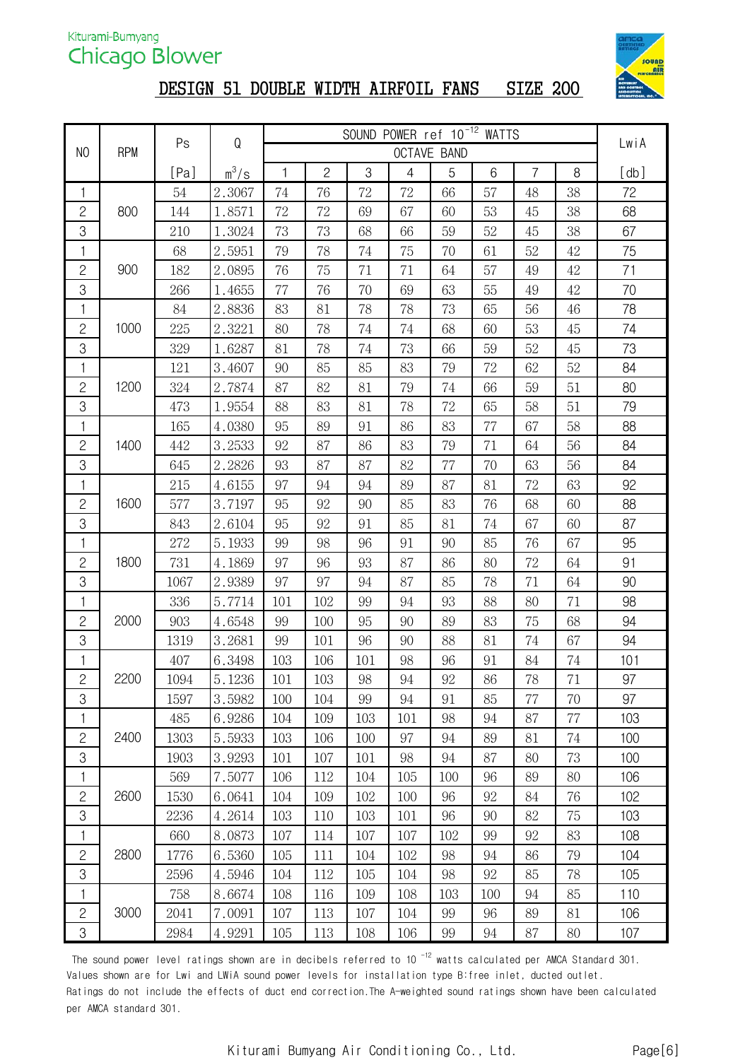Kiturami-Bumyang
Chicago Blower

# DESIGN 51 DOUBLE WIDTH AIRFOIL FANS    SIZE 200

| NO | RPM | Ps | Q | SOUND POWER ref $10^{-12}$ WATTS | | | | | | | | LwiA |
|---|---|---|---|---|---|---|---|---|---|---|---|---|
| | | | | OCTAVE BAND | | | | | | | | |
| | | [Pa] | $m^3/s$ | 1 | 2 | 3 | 4 | 5 | 6 | 7 | 8 | [db] |
| 1 | 800 | 54 | 2.3067 | 74 | 76 | 72 | 72 | 66 | 57 | 48 | 38 | 72 |
| 2 | | 144 | 1.8571 | 72 | 72 | 69 | 67 | 60 | 53 | 45 | 38 | 68 |
| 3 | | 210 | 1.3024 | 73 | 73 | 68 | 66 | 59 | 52 | 45 | 38 | 67 |
| 1 | 900 | 68 | 2.5951 | 79 | 78 | 74 | 75 | 70 | 61 | 52 | 42 | 75 |
| 2 | | 182 | 2.0895 | 76 | 75 | 71 | 71 | 64 | 57 | 49 | 42 | 71 |
| 3 | | 266 | 1.4655 | 77 | 76 | 70 | 69 | 63 | 55 | 49 | 42 | 70 |
| 1 | 1000 | 84 | 2.8836 | 83 | 81 | 78 | 78 | 73 | 65 | 56 | 46 | 78 |
| 2 | | 225 | 2.3221 | 80 | 78 | 74 | 74 | 68 | 60 | 53 | 45 | 74 |
| 3 | | 329 | 1.6287 | 81 | 78 | 74 | 73 | 66 | 59 | 52 | 45 | 73 |
| 1 | 1200 | 121 | 3.4607 | 90 | 85 | 85 | 83 | 79 | 72 | 62 | 52 | 84 |
| 2 | | 324 | 2.7874 | 87 | 82 | 81 | 79 | 74 | 66 | 59 | 51 | 80 |
| 3 | | 473 | 1.9554 | 88 | 83 | 81 | 78 | 72 | 65 | 58 | 51 | 79 |
| 1 | 1400 | 165 | 4.0380 | 95 | 89 | 91 | 86 | 83 | 77 | 67 | 58 | 88 |
| 2 | | 442 | 3.2533 | 92 | 87 | 86 | 83 | 79 | 71 | 64 | 56 | 84 |
| 3 | | 645 | 2.2826 | 93 | 87 | 87 | 82 | 77 | 70 | 63 | 56 | 84 |
| 1 | 1600 | 215 | 4.6155 | 97 | 94 | 94 | 89 | 87 | 81 | 72 | 63 | 92 |
| 2 | | 577 | 3.7197 | 95 | 92 | 90 | 85 | 83 | 76 | 68 | 60 | 88 |
| 3 | | 843 | 2.6104 | 95 | 92 | 91 | 85 | 81 | 74 | 67 | 60 | 87 |
| 1 | 1800 | 272 | 5.1933 | 99 | 98 | 96 | 91 | 90 | 85 | 76 | 67 | 95 |
| 2 | | 731 | 4.1869 | 97 | 96 | 93 | 87 | 86 | 80 | 72 | 64 | 91 |
| 3 | | 1067 | 2.9389 | 97 | 97 | 94 | 87 | 85 | 78 | 71 | 64 | 90 |
| 1 | 2000 | 336 | 5.7714 | 101 | 102 | 99 | 94 | 93 | 88 | 80 | 71 | 98 |
| 2 | | 903 | 4.6548 | 99 | 100 | 95 | 90 | 89 | 83 | 75 | 68 | 94 |
| 3 | | 1319 | 3.2681 | 99 | 101 | 96 | 90 | 88 | 81 | 74 | 67 | 94 |
| 1 | 2200 | 407 | 6.3498 | 103 | 106 | 101 | 98 | 96 | 91 | 84 | 74 | 101 |
| 2 | | 1094 | 5.1236 | 101 | 103 | 98 | 94 | 92 | 86 | 78 | 71 | 97 |
| 3 | | 1597 | 3.5982 | 100 | 104 | 99 | 94 | 91 | 85 | 77 | 70 | 97 |
| 1 | 2400 | 485 | 6.9286 | 104 | 109 | 103 | 101 | 98 | 94 | 87 | 77 | 103 |
| 2 | | 1303 | 5.5933 | 103 | 106 | 100 | 97 | 94 | 89 | 81 | 74 | 100 |
| 3 | | 1903 | 3.9293 | 101 | 107 | 101 | 98 | 94 | 87 | 80 | 73 | 100 |
| 1 | 2600 | 569 | 7.5077 | 106 | 112 | 104 | 105 | 100 | 96 | 89 | 80 | 106 |
| 2 | | 1530 | 6.0641 | 104 | 109 | 102 | 100 | 96 | 92 | 84 | 76 | 102 |
| 3 | | 2236 | 4.2614 | 103 | 110 | 103 | 101 | 96 | 90 | 82 | 75 | 103 |
| 1 | 2800 | 660 | 8.0873 | 107 | 114 | 107 | 107 | 102 | 99 | 92 | 83 | 108 |
| 2 | | 1776 | 6.5360 | 105 | 111 | 104 | 102 | 98 | 94 | 86 | 79 | 104 |
| 3 | | 2596 | 4.5946 | 104 | 112 | 105 | 104 | 98 | 92 | 85 | 78 | 105 |
| 1 | 3000 | 758 | 8.6674 | 108 | 116 | 109 | 108 | 103 | 100 | 94 | 85 | 110 |
| 2 | | 2041 | 7.0091 | 107 | 113 | 107 | 104 | 99 | 96 | 89 | 81 | 106 |
| 3 | | 2984 | 4.9291 | 105 | 113 | 108 | 106 | 99 | 94 | 87 | 80 | 107 |

The sound power level ratings shown are in decibels referred to $10^{-12}$ watts calculated per AMCA Standard 301. Values shown are for Lwi and LWiA sound power levels for installation type B:free inlet, ducted outlet. Ratings do not include the effects of duct end correction.The A-weighted sound ratings shown have been calculated per AMCA standard 301.

Kiturami Bumyang Air Conditioning Co., Ltd.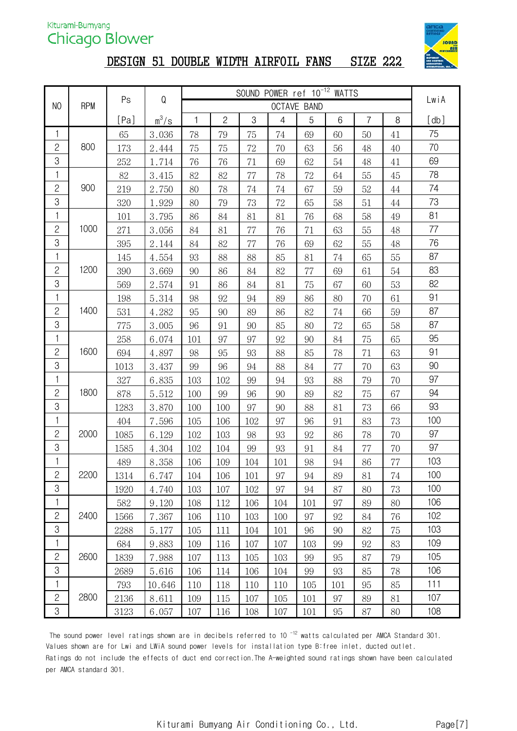Kiturami-Bumyang
Chicago Blower

# DESIGN 51 DOUBLE WIDTH AIRFOIL FANS SIZE 222

| NO | RPM | Ps | Q | SOUND POWER ref $10^{-12}$ WATTS | | | | | | | | LwiA |
|---|---|---|---|---|---|---|---|---|---|---|---|---|
| | | | | OCTAVE BAND | | | | | | | | |
| | | [Pa] | $m^3/s$ | 1 | 2 | 3 | 4 | 5 | 6 | 7 | 8 | [db] |
| 1 | 800 | 65 | 3.036 | 78 | 79 | 75 | 74 | 69 | 60 | 50 | 41 | 75 |
| 2 | | 173 | 2.444 | 75 | 75 | 72 | 70 | 63 | 56 | 48 | 40 | 70 |
| 3 | | 252 | 1.714 | 76 | 76 | 71 | 69 | 62 | 54 | 48 | 41 | 69 |
| 1 | 900 | 82 | 3.415 | 82 | 82 | 77 | 78 | 72 | 64 | 55 | 45 | 78 |
| 2 | | 219 | 2.750 | 80 | 78 | 74 | 74 | 67 | 59 | 52 | 44 | 74 |
| 3 | | 320 | 1.929 | 80 | 79 | 73 | 72 | 65 | 58 | 51 | 44 | 73 |
| 1 | 1000 | 101 | 3.795 | 86 | 84 | 81 | 81 | 76 | 68 | 58 | 49 | 81 |
| 2 | | 271 | 3.056 | 84 | 81 | 77 | 76 | 71 | 63 | 55 | 48 | 77 |
| 3 | | 395 | 2.144 | 84 | 82 | 77 | 76 | 69 | 62 | 55 | 48 | 76 |
| 1 | 1200 | 145 | 4.554 | 93 | 88 | 88 | 85 | 81 | 74 | 65 | 55 | 87 |
| 2 | | 390 | 3.669 | 90 | 86 | 84 | 82 | 77 | 69 | 61 | 54 | 83 |
| 3 | | 569 | 2.574 | 91 | 86 | 84 | 81 | 75 | 67 | 60 | 53 | 82 |
| 1 | 1400 | 198 | 5.314 | 98 | 92 | 94 | 89 | 86 | 80 | 70 | 61 | 91 |
| 2 | | 531 | 4.282 | 95 | 90 | 89 | 86 | 82 | 74 | 66 | 59 | 87 |
| 3 | | 775 | 3.005 | 96 | 91 | 90 | 85 | 80 | 72 | 65 | 58 | 87 |
| 1 | 1600 | 258 | 6.074 | 101 | 97 | 97 | 92 | 90 | 84 | 75 | 65 | 95 |
| 2 | | 694 | 4.897 | 98 | 95 | 93 | 88 | 85 | 78 | 71 | 63 | 91 |
| 3 | | 1013 | 3.437 | 99 | 96 | 94 | 88 | 84 | 77 | 70 | 63 | 90 |
| 1 | 1800 | 327 | 6.835 | 103 | 102 | 99 | 94 | 93 | 88 | 79 | 70 | 97 |
| 2 | | 878 | 5.512 | 100 | 99 | 96 | 90 | 89 | 82 | 75 | 67 | 94 |
| 3 | | 1283 | 3.870 | 100 | 100 | 97 | 90 | 88 | 81 | 73 | 66 | 93 |
| 1 | 2000 | 404 | 7.596 | 105 | 106 | 102 | 97 | 96 | 91 | 83 | 73 | 100 |
| 2 | | 1085 | 6.129 | 102 | 103 | 98 | 93 | 92 | 86 | 78 | 70 | 97 |
| 3 | | 1585 | 4.304 | 102 | 104 | 99 | 93 | 91 | 84 | 77 | 70 | 97 |
| 1 | 2200 | 489 | 8.358 | 106 | 109 | 104 | 101 | 98 | 94 | 86 | 77 | 103 |
| 2 | | 1314 | 6.747 | 104 | 106 | 101 | 97 | 94 | 89 | 81 | 74 | 100 |
| 3 | | 1920 | 4.740 | 103 | 107 | 102 | 97 | 94 | 87 | 80 | 73 | 100 |
| 1 | 2400 | 582 | 9.120 | 108 | 112 | 106 | 104 | 101 | 97 | 89 | 80 | 106 |
| 2 | | 1566 | 7.367 | 106 | 110 | 103 | 100 | 97 | 92 | 84 | 76 | 102 |
| 3 | | 2288 | 5.177 | 105 | 111 | 104 | 101 | 96 | 90 | 82 | 75 | 103 |
| 1 | 2600 | 684 | 9.883 | 109 | 116 | 107 | 107 | 103 | 99 | 92 | 83 | 109 |
| 2 | | 1839 | 7.988 | 107 | 113 | 105 | 103 | 99 | 95 | 87 | 79 | 105 |
| 3 | | 2689 | 5.616 | 106 | 114 | 106 | 104 | 99 | 93 | 85 | 78 | 106 |
| 1 | 2800 | 793 | 10.646 | 110 | 118 | 110 | 110 | 105 | 101 | 95 | 85 | 111 |
| 2 | | 2136 | 8.611 | 109 | 115 | 107 | 105 | 101 | 97 | 89 | 81 | 107 |
| 3 | | 3123 | 6.057 | 107 | 116 | 108 | 107 | 101 | 95 | 87 | 80 | 108 |

The sound power level ratings shown are in decibels referred to $10^{-12}$ watts calculated per AMCA Standard 301. Values shown are for Lwi and LWiA sound power levels for installation type B:free inlet, ducted outlet. Ratings do not include the effects of duct end correction.The A-weighted sound ratings shown have been calculated per AMCA standard 301.

Kiturami Bumyang Air Conditioning Co., Ltd.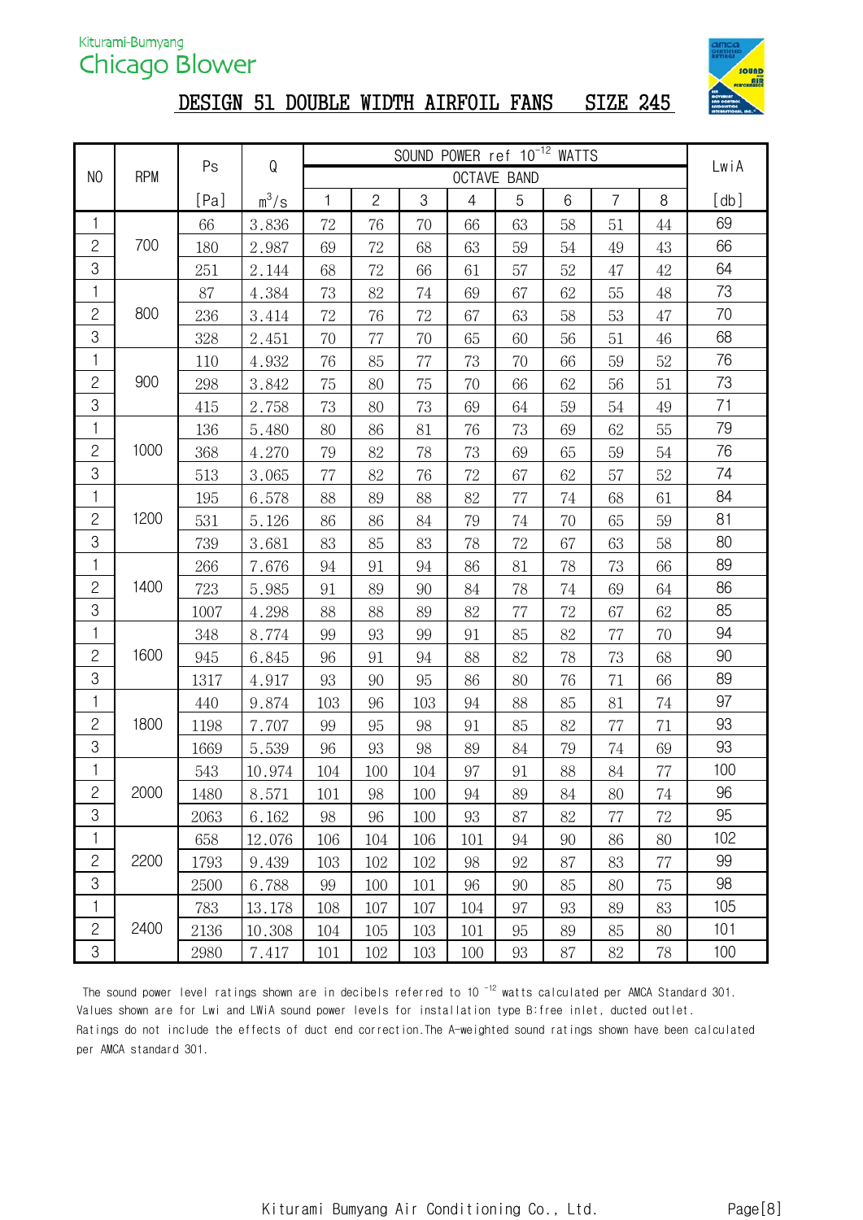Kiturami-Bumyang
Chicago Blower

# DESIGN 51 DOUBLE WIDTH AIRFOIL FANS SIZE 245

| NO | RPM | Ps | Q | SOUND POWER ref $10^{-12}$ WATTS | | | | | | | | LwiA |
|---|---|---|---|---|---|---|---|---|---|---|---|---|
| | | | | OCTAVE BAND | | | | | | | | |
| | | [Pa] | $m^3/s$ | 1 | 2 | 3 | 4 | 5 | 6 | 7 | 8 | [db] |
| 1 | 700 | 66 | 3.836 | 72 | 76 | 70 | 66 | 63 | 58 | 51 | 44 | 69 |
| 2 | | 180 | 2.987 | 69 | 72 | 68 | 63 | 59 | 54 | 49 | 43 | 66 |
| 3 | | 251 | 2.144 | 68 | 72 | 66 | 61 | 57 | 52 | 47 | 42 | 64 |
| 1 | 800 | 87 | 4.384 | 73 | 82 | 74 | 69 | 67 | 62 | 55 | 48 | 73 |
| 2 | | 236 | 3.414 | 72 | 76 | 72 | 67 | 63 | 58 | 53 | 47 | 70 |
| 3 | | 328 | 2.451 | 70 | 77 | 70 | 65 | 60 | 56 | 51 | 46 | 68 |
| 1 | 900 | 110 | 4.932 | 76 | 85 | 77 | 73 | 70 | 66 | 59 | 52 | 76 |
| 2 | | 298 | 3.842 | 75 | 80 | 75 | 70 | 66 | 62 | 56 | 51 | 73 |
| 3 | | 415 | 2.758 | 73 | 80 | 73 | 69 | 64 | 59 | 54 | 49 | 71 |
| 1 | 1000 | 136 | 5.480 | 80 | 86 | 81 | 76 | 73 | 69 | 62 | 55 | 79 |
| 2 | | 368 | 4.270 | 79 | 82 | 78 | 73 | 69 | 65 | 59 | 54 | 76 |
| 3 | | 513 | 3.065 | 77 | 82 | 76 | 72 | 67 | 62 | 57 | 52 | 74 |
| 1 | 1200 | 195 | 6.578 | 88 | 89 | 88 | 82 | 77 | 74 | 68 | 61 | 84 |
| 2 | | 531 | 5.126 | 86 | 86 | 84 | 79 | 74 | 70 | 65 | 59 | 81 |
| 3 | | 739 | 3.681 | 83 | 85 | 83 | 78 | 72 | 67 | 63 | 58 | 80 |
| 1 | 1400 | 266 | 7.676 | 94 | 91 | 94 | 86 | 81 | 78 | 73 | 66 | 89 |
| 2 | | 723 | 5.985 | 91 | 89 | 90 | 84 | 78 | 74 | 69 | 64 | 86 |
| 3 | | 1007 | 4.298 | 88 | 88 | 89 | 82 | 77 | 72 | 67 | 62 | 85 |
| 1 | 1600 | 348 | 8.774 | 99 | 93 | 99 | 91 | 85 | 82 | 77 | 70 | 94 |
| 2 | | 945 | 6.845 | 96 | 91 | 94 | 88 | 82 | 78 | 73 | 68 | 90 |
| 3 | | 1317 | 4.917 | 93 | 90 | 95 | 86 | 80 | 76 | 71 | 66 | 89 |
| 1 | 1800 | 440 | 9.874 | 103 | 96 | 103 | 94 | 88 | 85 | 81 | 74 | 97 |
| 2 | | 1198 | 7.707 | 99 | 95 | 98 | 91 | 85 | 82 | 77 | 71 | 93 |
| 3 | | 1669 | 5.539 | 96 | 93 | 98 | 89 | 84 | 79 | 74 | 69 | 93 |
| 1 | 2000 | 543 | 10.974 | 104 | 100 | 104 | 97 | 91 | 88 | 84 | 77 | 100 |
| 2 | | 1480 | 8.571 | 101 | 98 | 100 | 94 | 89 | 84 | 80 | 74 | 96 |
| 3 | | 2063 | 6.162 | 98 | 96 | 100 | 93 | 87 | 82 | 77 | 72 | 95 |
| 1 | 2200 | 658 | 12.076 | 106 | 104 | 106 | 101 | 94 | 90 | 86 | 80 | 102 |
| 2 | | 1793 | 9.439 | 103 | 102 | 102 | 98 | 92 | 87 | 83 | 77 | 99 |
| 3 | | 2500 | 6.788 | 99 | 100 | 101 | 96 | 90 | 85 | 80 | 75 | 98 |
| 1 | 2400 | 783 | 13.178 | 108 | 107 | 107 | 104 | 97 | 93 | 89 | 83 | 105 |
| 2 | | 2136 | 10.308 | 104 | 105 | 103 | 101 | 95 | 89 | 85 | 80 | 101 |
| 3 | | 2980 | 7.417 | 101 | 102 | 103 | 100 | 93 | 87 | 82 | 78 | 100 |

The sound power level ratings shown are in decibels referred to $10^{-12}$ watts calculated per AMCA Standard 301. Values shown are for Lwi and LWiA sound power levels for installation type B:free inlet, ducted outlet. Ratings do not include the effects of duct end correction.The A-weighted sound ratings shown have been calculated per AMCA standard 301.

Kiturami Bumyang Air Conditioning Co., Ltd.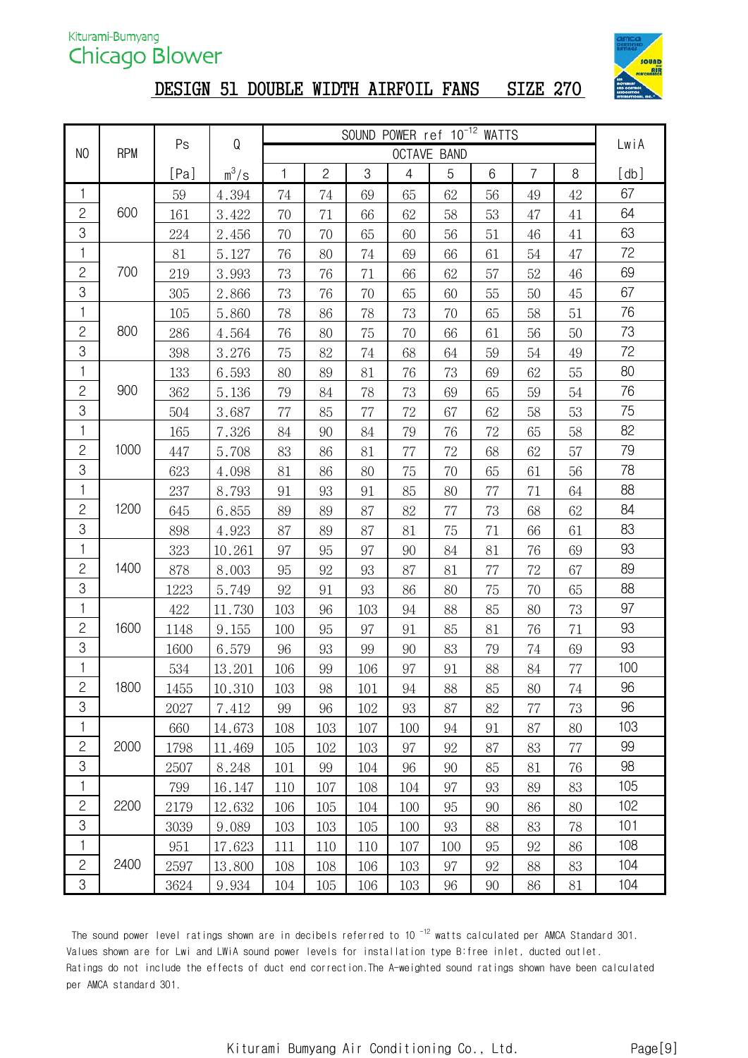Kiturami-Bumyang
Chicago Blower

# DESIGN 51 DOUBLE WIDTH AIRFOIL FANS SIZE 270

| NO | RPM | Ps | Q | SOUND POWER ref $10^{-12}$ WATTS | | | | | | | | LwiA |
|---|---|---|---|---|---|---|---|---|---|---|---|---|
| | | | | OCTAVE BAND | | | | | | | | |
| | | [Pa] | $m^3/s$ | 1 | 2 | 3 | 4 | 5 | 6 | 7 | 8 | [db] |
| 1 | 600 | 59 | 4.394 | 74 | 74 | 69 | 65 | 62 | 56 | 49 | 42 | 67 |
| 2 | | 161 | 3.422 | 70 | 71 | 66 | 62 | 58 | 53 | 47 | 41 | 64 |
| 3 | | 224 | 2.456 | 70 | 70 | 65 | 60 | 56 | 51 | 46 | 41 | 63 |
| 1 | 700 | 81 | 5.127 | 76 | 80 | 74 | 69 | 66 | 61 | 54 | 47 | 72 |
| 2 | | 219 | 3.993 | 73 | 76 | 71 | 66 | 62 | 57 | 52 | 46 | 69 |
| 3 | | 305 | 2.866 | 73 | 76 | 70 | 65 | 60 | 55 | 50 | 45 | 67 |
| 1 | 800 | 105 | 5.860 | 78 | 86 | 78 | 73 | 70 | 65 | 58 | 51 | 76 |
| 2 | | 286 | 4.564 | 76 | 80 | 75 | 70 | 66 | 61 | 56 | 50 | 73 |
| 3 | | 398 | 3.276 | 75 | 82 | 74 | 68 | 64 | 59 | 54 | 49 | 72 |
| 1 | 900 | 133 | 6.593 | 80 | 89 | 81 | 76 | 73 | 69 | 62 | 55 | 80 |
| 2 | | 362 | 5.136 | 79 | 84 | 78 | 73 | 69 | 65 | 59 | 54 | 76 |
| 3 | | 504 | 3.687 | 77 | 85 | 77 | 72 | 67 | 62 | 58 | 53 | 75 |
| 1 | 1000 | 165 | 7.326 | 84 | 90 | 84 | 79 | 76 | 72 | 65 | 58 | 82 |
| 2 | | 447 | 5.708 | 83 | 86 | 81 | 77 | 72 | 68 | 62 | 57 | 79 |
| 3 | | 623 | 4.098 | 81 | 86 | 80 | 75 | 70 | 65 | 61 | 56 | 78 |
| 1 | 1200 | 237 | 8.793 | 91 | 93 | 91 | 85 | 80 | 77 | 71 | 64 | 88 |
| 2 | | 645 | 6.855 | 89 | 89 | 87 | 82 | 77 | 73 | 68 | 62 | 84 |
| 3 | | 898 | 4.923 | 87 | 89 | 87 | 81 | 75 | 71 | 66 | 61 | 83 |
| 1 | 1400 | 323 | 10.261 | 97 | 95 | 97 | 90 | 84 | 81 | 76 | 69 | 93 |
| 2 | | 878 | 8.003 | 95 | 92 | 93 | 87 | 81 | 77 | 72 | 67 | 89 |
| 3 | | 1223 | 5.749 | 92 | 91 | 93 | 86 | 80 | 75 | 70 | 65 | 88 |
| 1 | 1600 | 422 | 11.730 | 103 | 96 | 103 | 94 | 88 | 85 | 80 | 73 | 97 |
| 2 | | 1148 | 9.155 | 100 | 95 | 97 | 91 | 85 | 81 | 76 | 71 | 93 |
| 3 | | 1600 | 6.579 | 96 | 93 | 99 | 90 | 83 | 79 | 74 | 69 | 93 |
| 1 | 1800 | 534 | 13.201 | 106 | 99 | 106 | 97 | 91 | 88 | 84 | 77 | 100 |
| 2 | | 1455 | 10.310 | 103 | 98 | 101 | 94 | 88 | 85 | 80 | 74 | 96 |
| 3 | | 2027 | 7.412 | 99 | 96 | 102 | 93 | 87 | 82 | 77 | 73 | 96 |
| 1 | 2000 | 660 | 14.673 | 108 | 103 | 107 | 100 | 94 | 91 | 87 | 80 | 103 |
| 2 | | 1798 | 11.469 | 105 | 102 | 103 | 97 | 92 | 87 | 83 | 77 | 99 |
| 3 | | 2507 | 8.248 | 101 | 99 | 104 | 96 | 90 | 85 | 81 | 76 | 98 |
| 1 | 2200 | 799 | 16.147 | 110 | 107 | 108 | 104 | 97 | 93 | 89 | 83 | 105 |
| 2 | | 2179 | 12.632 | 106 | 105 | 104 | 100 | 95 | 90 | 86 | 80 | 102 |
| 3 | | 3039 | 9.089 | 103 | 103 | 105 | 100 | 93 | 88 | 83 | 78 | 101 |
| 1 | 2400 | 951 | 17.623 | 111 | 110 | 110 | 107 | 100 | 95 | 92 | 86 | 108 |
| 2 | | 2597 | 13.800 | 108 | 108 | 106 | 103 | 97 | 92 | 88 | 83 | 104 |
| 3 | | 3624 | 9.934 | 104 | 105 | 106 | 103 | 96 | 90 | 86 | 81 | 104 |

The sound power level ratings shown are in decibels referred to $10^{-12}$ watts calculated per AMCA Standard 301. Values shown are for Lwi and LWiA sound power levels for installation type B:free inlet, ducted outlet. Ratings do not include the effects of duct end correction.The A-weighted sound ratings shown have been calculated per AMCA standard 301.

Kiturami Bumyang Air Conditioning Co., Ltd.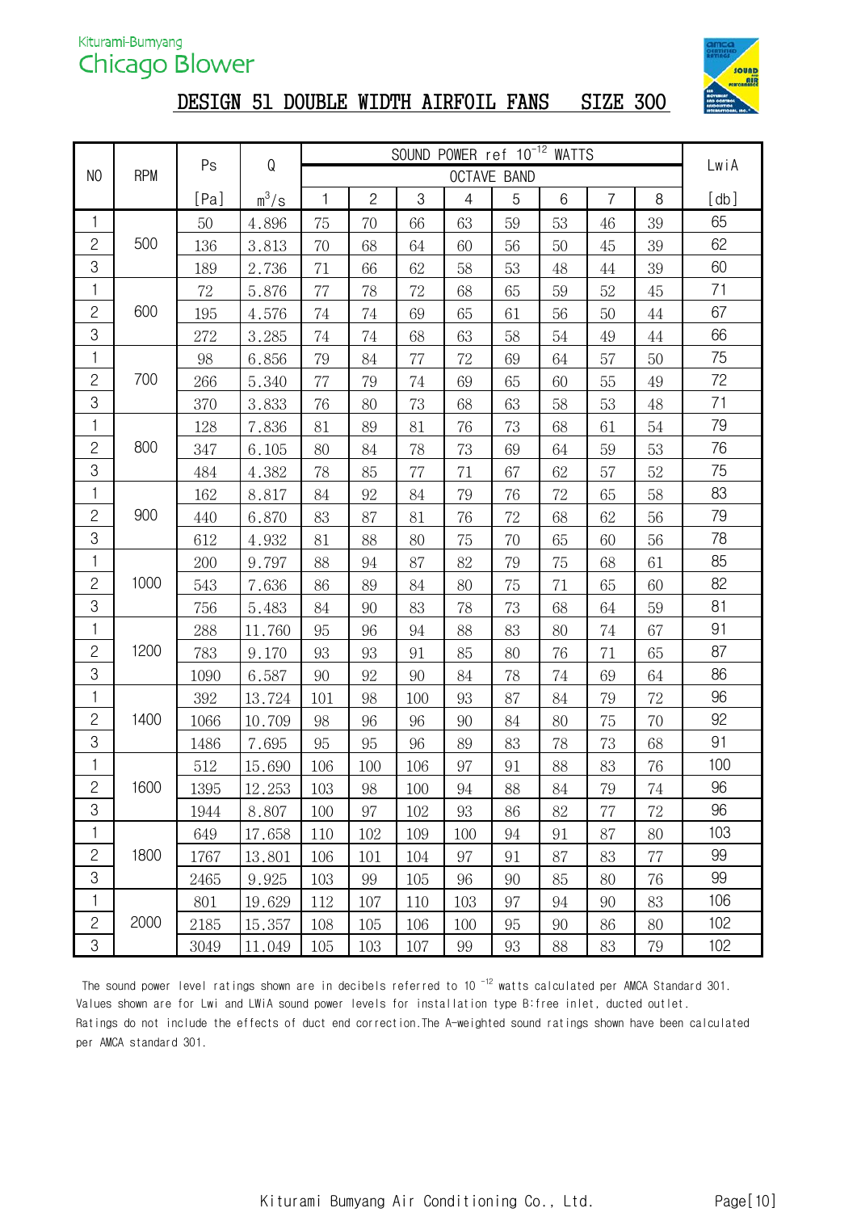Kiturami-Bumyang
Chicago Blower

# DESIGN 51 DOUBLE WIDTH AIRFOIL FANS SIZE 300

| NO | RPM | Ps | Q | SOUND POWER ref $10^{-12}$ WATTS | | | | | | | | LwiA |
|---|---|---|---|---|---|---|---|---|---|---|---|---|
| | | | | OCTAVE BAND | | | | | | | | |
| | | [Pa] | $m^3/s$ | 1 | 2 | 3 | 4 | 5 | 6 | 7 | 8 | [db] |
| 1 | 500 | 50 | 4.896 | 75 | 70 | 66 | 63 | 59 | 53 | 46 | 39 | 65 |
| 2 | | 136 | 3.813 | 70 | 68 | 64 | 60 | 56 | 50 | 45 | 39 | 62 |
| 3 | | 189 | 2.736 | 71 | 66 | 62 | 58 | 53 | 48 | 44 | 39 | 60 |
| 1 | 600 | 72 | 5.876 | 77 | 78 | 72 | 68 | 65 | 59 | 52 | 45 | 71 |
| 2 | | 195 | 4.576 | 74 | 74 | 69 | 65 | 61 | 56 | 50 | 44 | 67 |
| 3 | | 272 | 3.285 | 74 | 74 | 68 | 63 | 58 | 54 | 49 | 44 | 66 |
| 1 | 700 | 98 | 6.856 | 79 | 84 | 77 | 72 | 69 | 64 | 57 | 50 | 75 |
| 2 | | 266 | 5.340 | 77 | 79 | 74 | 69 | 65 | 60 | 55 | 49 | 72 |
| 3 | | 370 | 3.833 | 76 | 80 | 73 | 68 | 63 | 58 | 53 | 48 | 71 |
| 1 | 800 | 128 | 7.836 | 81 | 89 | 81 | 76 | 73 | 68 | 61 | 54 | 79 |
| 2 | | 347 | 6.105 | 80 | 84 | 78 | 73 | 69 | 64 | 59 | 53 | 76 |
| 3 | | 484 | 4.382 | 78 | 85 | 77 | 71 | 67 | 62 | 57 | 52 | 75 |
| 1 | 900 | 162 | 8.817 | 84 | 92 | 84 | 79 | 76 | 72 | 65 | 58 | 83 |
| 2 | | 440 | 6.870 | 83 | 87 | 81 | 76 | 72 | 68 | 62 | 56 | 79 |
| 3 | | 612 | 4.932 | 81 | 88 | 80 | 75 | 70 | 65 | 60 | 56 | 78 |
| 1 | 1000 | 200 | 9.797 | 88 | 94 | 87 | 82 | 79 | 75 | 68 | 61 | 85 |
| 2 | | 543 | 7.636 | 86 | 89 | 84 | 80 | 75 | 71 | 65 | 60 | 82 |
| 3 | | 756 | 5.483 | 84 | 90 | 83 | 78 | 73 | 68 | 64 | 59 | 81 |
| 1 | 1200 | 288 | 11.760 | 95 | 96 | 94 | 88 | 83 | 80 | 74 | 67 | 91 |
| 2 | | 783 | 9.170 | 93 | 93 | 91 | 85 | 80 | 76 | 71 | 65 | 87 |
| 3 | | 1090 | 6.587 | 90 | 92 | 90 | 84 | 78 | 74 | 69 | 64 | 86 |
| 1 | 1400 | 392 | 13.724 | 101 | 98 | 100 | 93 | 87 | 84 | 79 | 72 | 96 |
| 2 | | 1066 | 10.709 | 98 | 96 | 96 | 90 | 84 | 80 | 75 | 70 | 92 |
| 3 | | 1486 | 7.695 | 95 | 95 | 96 | 89 | 83 | 78 | 73 | 68 | 91 |
| 1 | 1600 | 512 | 15.690 | 106 | 100 | 106 | 97 | 91 | 88 | 83 | 76 | 100 |
| 2 | | 1395 | 12.253 | 103 | 98 | 100 | 94 | 88 | 84 | 79 | 74 | 96 |
| 3 | | 1944 | 8.807 | 100 | 97 | 102 | 93 | 86 | 82 | 77 | 72 | 96 |
| 1 | 1800 | 649 | 17.658 | 110 | 102 | 109 | 100 | 94 | 91 | 87 | 80 | 103 |
| 2 | | 1767 | 13.801 | 106 | 101 | 104 | 97 | 91 | 87 | 83 | 77 | 99 |
| 3 | | 2465 | 9.925 | 103 | 99 | 105 | 96 | 90 | 85 | 80 | 76 | 99 |
| 1 | 2000 | 801 | 19.629 | 112 | 107 | 110 | 103 | 97 | 94 | 90 | 83 | 106 |
| 2 | | 2185 | 15.357 | 108 | 105 | 106 | 100 | 95 | 90 | 86 | 80 | 102 |
| 3 | | 3049 | 11.049 | 105 | 103 | 107 | 99 | 93 | 88 | 83 | 79 | 102 |

The sound power level ratings shown are in decibels referred to $10^{-12}$ watts calculated per AMCA Standard 301. Values shown are for Lwi and LWiA sound power levels for installation type B:free inlet, ducted outlet. Ratings do not include the effects of duct end correction.The A-weighted sound ratings shown have been calculated per AMCA standard 301.

Kiturami Bumyang Air Conditioning Co., Ltd.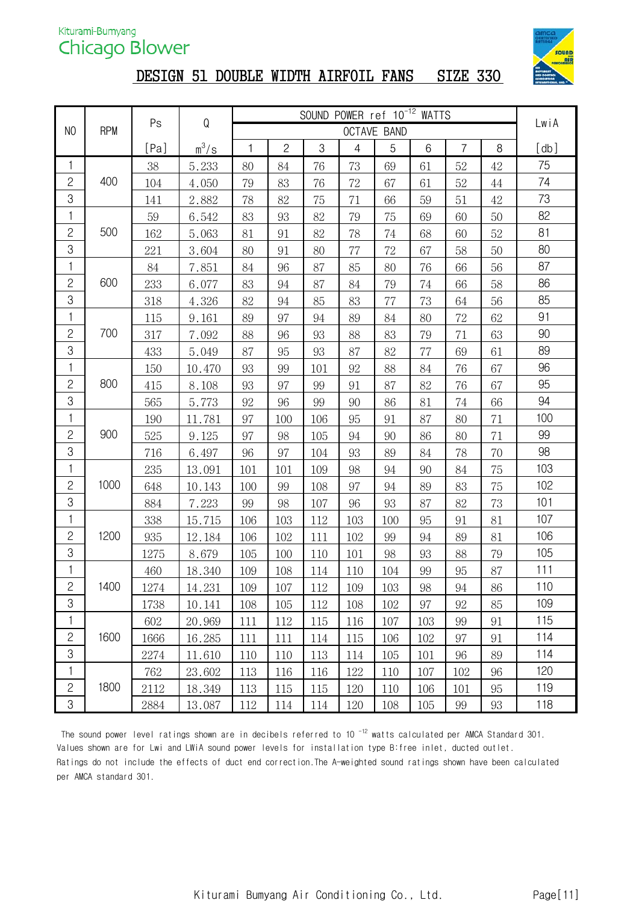Kiturami-Bumyang
Chicago Blower

# DESIGN 51 DOUBLE WIDTH AIRFOIL FANS SIZE 330

| NO | RPM | Ps | Q | SOUND POWER ref $10^{-12}$ WATTS | | | | | | | | LwiA |
|---|---|---|---|---|---|---|---|---|---|---|---|---|
| | | | | OCTAVE BAND | | | | | | | | |
| | | [Pa] | $m^3/s$ | 1 | 2 | 3 | 4 | 5 | 6 | 7 | 8 | [db] |
| 1 | 400 | 38 | 5.233 | 80 | 84 | 76 | 73 | 69 | 61 | 52 | 42 | 75 |
| 2 | | 104 | 4.050 | 79 | 83 | 76 | 72 | 67 | 61 | 52 | 44 | 74 |
| 3 | | 141 | 2.882 | 78 | 82 | 75 | 71 | 66 | 59 | 51 | 42 | 73 |
| 1 | 500 | 59 | 6.542 | 83 | 93 | 82 | 79 | 75 | 69 | 60 | 50 | 82 |
| 2 | | 162 | 5.063 | 81 | 91 | 82 | 78 | 74 | 68 | 60 | 52 | 81 |
| 3 | | 221 | 3.604 | 80 | 91 | 80 | 77 | 72 | 67 | 58 | 50 | 80 |
| 1 | 600 | 84 | 7.851 | 84 | 96 | 87 | 85 | 80 | 76 | 66 | 56 | 87 |
| 2 | | 233 | 6.077 | 83 | 94 | 87 | 84 | 79 | 74 | 66 | 58 | 86 |
| 3 | | 318 | 4.326 | 82 | 94 | 85 | 83 | 77 | 73 | 64 | 56 | 85 |
| 1 | 700 | 115 | 9.161 | 89 | 97 | 94 | 89 | 84 | 80 | 72 | 62 | 91 |
| 2 | | 317 | 7.092 | 88 | 96 | 93 | 88 | 83 | 79 | 71 | 63 | 90 |
| 3 | | 433 | 5.049 | 87 | 95 | 93 | 87 | 82 | 77 | 69 | 61 | 89 |
| 1 | 800 | 150 | 10.470 | 93 | 99 | 101 | 92 | 88 | 84 | 76 | 67 | 96 |
| 2 | | 415 | 8.108 | 93 | 97 | 99 | 91 | 87 | 82 | 76 | 67 | 95 |
| 3 | | 565 | 5.773 | 92 | 96 | 99 | 90 | 86 | 81 | 74 | 66 | 94 |
| 1 | 900 | 190 | 11.781 | 97 | 100 | 106 | 95 | 91 | 87 | 80 | 71 | 100 |
| 2 | | 525 | 9.125 | 97 | 98 | 105 | 94 | 90 | 86 | 80 | 71 | 99 |
| 3 | | 716 | 6.497 | 96 | 97 | 104 | 93 | 89 | 84 | 78 | 70 | 98 |
| 1 | 1000 | 235 | 13.091 | 101 | 101 | 109 | 98 | 94 | 90 | 84 | 75 | 103 |
| 2 | | 648 | 10.143 | 100 | 99 | 108 | 97 | 94 | 89 | 83 | 75 | 102 |
| 3 | | 884 | 7.223 | 99 | 98 | 107 | 96 | 93 | 87 | 82 | 73 | 101 |
| 1 | 1200 | 338 | 15.715 | 106 | 103 | 112 | 103 | 100 | 95 | 91 | 81 | 107 |
| 2 | | 935 | 12.184 | 106 | 102 | 111 | 102 | 99 | 94 | 89 | 81 | 106 |
| 3 | | 1275 | 8.679 | 105 | 100 | 110 | 101 | 98 | 93 | 88 | 79 | 105 |
| 1 | 1400 | 460 | 18.340 | 109 | 108 | 114 | 110 | 104 | 99 | 95 | 87 | 111 |
| 2 | | 1274 | 14.231 | 109 | 107 | 112 | 109 | 103 | 98 | 94 | 86 | 110 |
| 3 | | 1738 | 10.141 | 108 | 105 | 112 | 108 | 102 | 97 | 92 | 85 | 109 |
| 1 | 1600 | 602 | 20.969 | 111 | 112 | 115 | 116 | 107 | 103 | 99 | 91 | 115 |
| 2 | | 1666 | 16.285 | 111 | 111 | 114 | 115 | 106 | 102 | 97 | 91 | 114 |
| 3 | | 2274 | 11.610 | 110 | 110 | 113 | 114 | 105 | 101 | 96 | 89 | 114 |
| 1 | 1800 | 762 | 23.602 | 113 | 116 | 116 | 122 | 110 | 107 | 102 | 96 | 120 |
| 2 | | 2112 | 18.349 | 113 | 115 | 115 | 120 | 110 | 106 | 101 | 95 | 119 |
| 3 | | 2884 | 13.087 | 112 | 114 | 114 | 120 | 108 | 105 | 99 | 93 | 118 |

The sound power level ratings shown are in decibels referred to $10^{-12}$ watts calculated per AMCA Standard 301. Values shown are for Lwi and LWiA sound power levels for installation type B:free inlet, ducted outlet. Ratings do not include the effects of duct end correction.The A-weighted sound ratings shown have been calculated per AMCA standard 301.

Kiturami Bumyang Air Conditioning Co., Ltd.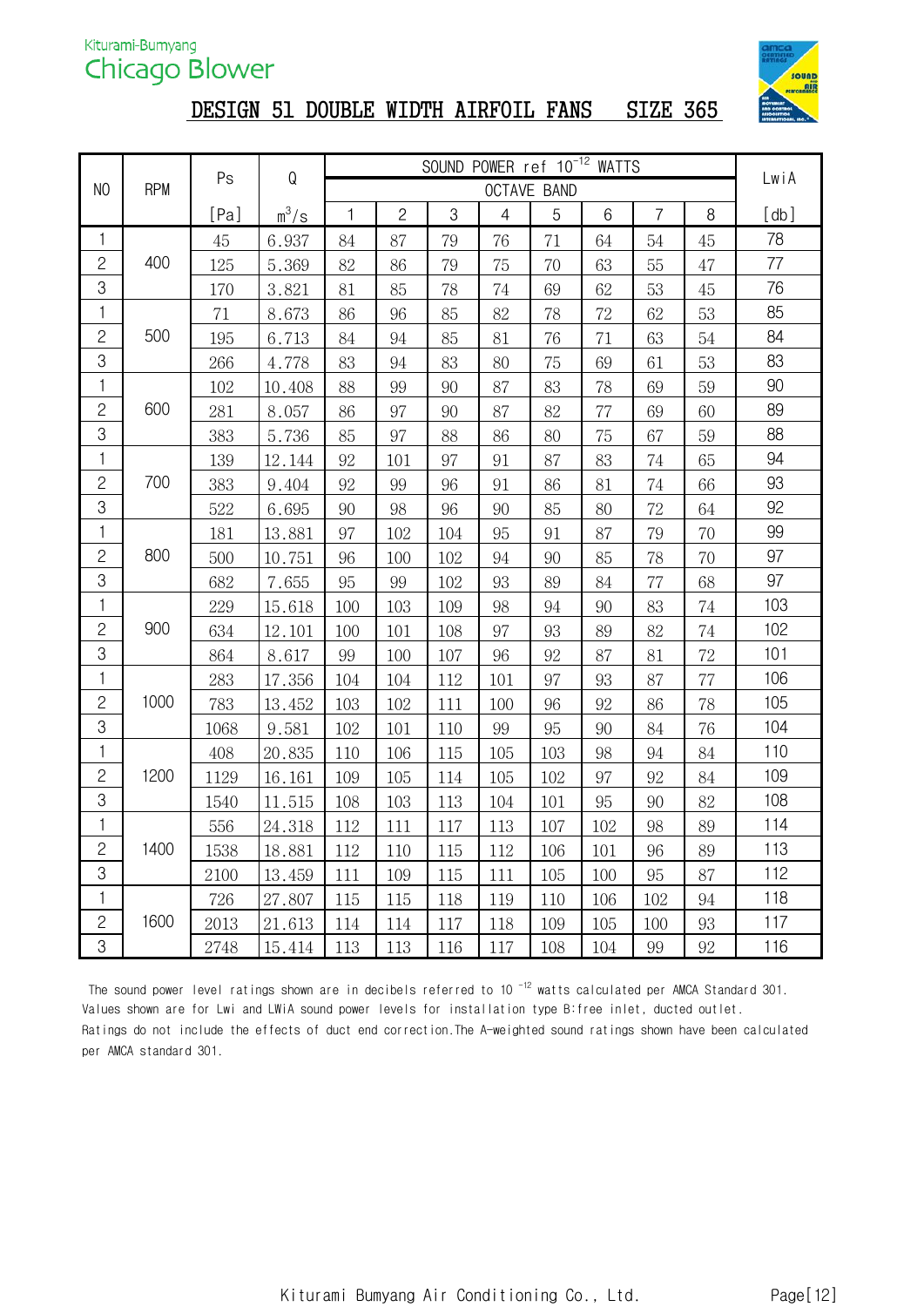Kiturami-Bumyang
Chicago Blower

# DESIGN 51 DOUBLE WIDTH AIRFOIL FANS SIZE 365

| NO | RPM | Ps | Q | SOUND POWER ref $10^{-12}$ WATTS | | | | | | | | LwiA |
|---|---|---|---|---|---|---|---|---|---|---|---|---|
| | | | | OCTAVE BAND | | | | | | | | |
| | | [Pa] | $m^3/s$ | 1 | 2 | 3 | 4 | 5 | 6 | 7 | 8 | [db] |
| 1 | 400 | 45 | 6.937 | 84 | 87 | 79 | 76 | 71 | 64 | 54 | 45 | 78 |
| 2 | | 125 | 5.369 | 82 | 86 | 79 | 75 | 70 | 63 | 55 | 47 | 77 |
| 3 | | 170 | 3.821 | 81 | 85 | 78 | 74 | 69 | 62 | 53 | 45 | 76 |
| 1 | 500 | 71 | 8.673 | 86 | 96 | 85 | 82 | 78 | 72 | 62 | 53 | 85 |
| 2 | | 195 | 6.713 | 84 | 94 | 85 | 81 | 76 | 71 | 63 | 54 | 84 |
| 3 | | 266 | 4.778 | 83 | 94 | 83 | 80 | 75 | 69 | 61 | 53 | 83 |
| 1 | 600 | 102 | 10.408 | 88 | 99 | 90 | 87 | 83 | 78 | 69 | 59 | 90 |
| 2 | | 281 | 8.057 | 86 | 97 | 90 | 87 | 82 | 77 | 69 | 60 | 89 |
| 3 | | 383 | 5.736 | 85 | 97 | 88 | 86 | 80 | 75 | 67 | 59 | 88 |
| 1 | 700 | 139 | 12.144 | 92 | 101 | 97 | 91 | 87 | 83 | 74 | 65 | 94 |
| 2 | | 383 | 9.404 | 92 | 99 | 96 | 91 | 86 | 81 | 74 | 66 | 93 |
| 3 | | 522 | 6.695 | 90 | 98 | 96 | 90 | 85 | 80 | 72 | 64 | 92 |
| 1 | 800 | 181 | 13.881 | 97 | 102 | 104 | 95 | 91 | 87 | 79 | 70 | 99 |
| 2 | | 500 | 10.751 | 96 | 100 | 102 | 94 | 90 | 85 | 78 | 70 | 97 |
| 3 | | 682 | 7.655 | 95 | 99 | 102 | 93 | 89 | 84 | 77 | 68 | 97 |
| 1 | 900 | 229 | 15.618 | 100 | 103 | 109 | 98 | 94 | 90 | 83 | 74 | 103 |
| 2 | | 634 | 12.101 | 100 | 101 | 108 | 97 | 93 | 89 | 82 | 74 | 102 |
| 3 | | 864 | 8.617 | 99 | 100 | 107 | 96 | 92 | 87 | 81 | 72 | 101 |
| 1 | 1000 | 283 | 17.356 | 104 | 104 | 112 | 101 | 97 | 93 | 87 | 77 | 106 |
| 2 | | 783 | 13.452 | 103 | 102 | 111 | 100 | 96 | 92 | 86 | 78 | 105 |
| 3 | | 1068 | 9.581 | 102 | 101 | 110 | 99 | 95 | 90 | 84 | 76 | 104 |
| 1 | 1200 | 408 | 20.835 | 110 | 106 | 115 | 105 | 103 | 98 | 94 | 84 | 110 |
| 2 | | 1129 | 16.161 | 109 | 105 | 114 | 105 | 102 | 97 | 92 | 84 | 109 |
| 3 | | 1540 | 11.515 | 108 | 103 | 113 | 104 | 101 | 95 | 90 | 82 | 108 |
| 1 | 1400 | 556 | 24.318 | 112 | 111 | 117 | 113 | 107 | 102 | 98 | 89 | 114 |
| 2 | | 1538 | 18.881 | 112 | 110 | 115 | 112 | 106 | 101 | 96 | 89 | 113 |
| 3 | | 2100 | 13.459 | 111 | 109 | 115 | 111 | 105 | 100 | 95 | 87 | 112 |
| 1 | 1600 | 726 | 27.807 | 115 | 115 | 118 | 119 | 110 | 106 | 102 | 94 | 118 |
| 2 | | 2013 | 21.613 | 114 | 114 | 117 | 118 | 109 | 105 | 100 | 93 | 117 |
| 3 | | 2748 | 15.414 | 113 | 113 | 116 | 117 | 108 | 104 | 99 | 92 | 116 |

The sound power level ratings shown are in decibels referred to $10^{-12}$ watts calculated per AMCA Standard 301. Values shown are for Lwi and LWiA sound power levels for installation type B:free inlet, ducted outlet. Ratings do not include the effects of duct end correction.The A-weighted sound ratings shown have been calculated per AMCA standard 301.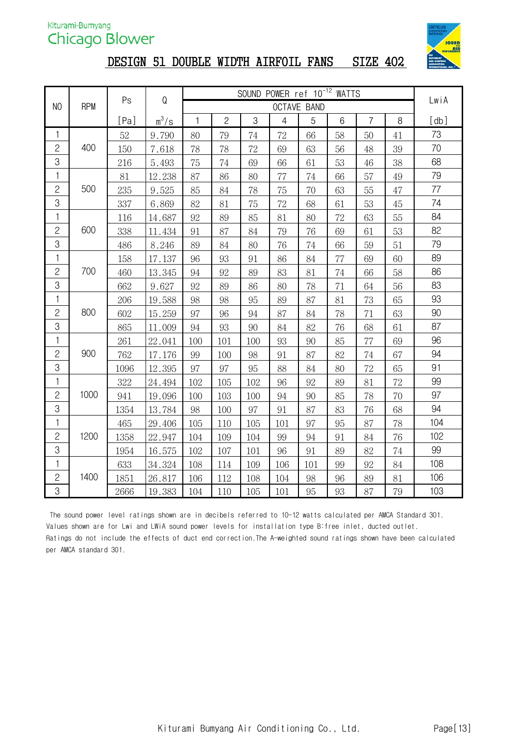Kiturami-Bumyang
Chicago Blower

# DESIGN 51 DOUBLE WIDTH AIRFOIL FANS SIZE 402

| NO | RPM | Ps | Q | SOUND POWER ref $10^{-12}$ WATTS | | | | | | | | LwiA |
|---|---|---|---|---|---|---|---|---|---|---|---|---|
| | | | | OCTAVE BAND | | | | | | | | |
| | | [Pa] | $m^3/s$ | 1 | 2 | 3 | 4 | 5 | 6 | 7 | 8 | [db] |
| 1 | 400 | 52 | 9.790 | 80 | 79 | 74 | 72 | 66 | 58 | 50 | 41 | 73 |
| 2 | | 150 | 7.618 | 78 | 78 | 72 | 69 | 63 | 56 | 48 | 39 | 70 |
| 3 | | 216 | 5.493 | 75 | 74 | 69 | 66 | 61 | 53 | 46 | 38 | 68 |
| 1 | 500 | 81 | 12.238 | 87 | 86 | 80 | 77 | 74 | 66 | 57 | 49 | 79 |
| 2 | | 235 | 9.525 | 85 | 84 | 78 | 75 | 70 | 63 | 55 | 47 | 77 |
| 3 | | 337 | 6.869 | 82 | 81 | 75 | 72 | 68 | 61 | 53 | 45 | 74 |
| 1 | 600 | 116 | 14.687 | 92 | 89 | 85 | 81 | 80 | 72 | 63 | 55 | 84 |
| 2 | | 338 | 11.434 | 91 | 87 | 84 | 79 | 76 | 69 | 61 | 53 | 82 |
| 3 | | 486 | 8.246 | 89 | 84 | 80 | 76 | 74 | 66 | 59 | 51 | 79 |
| 1 | 700 | 158 | 17.137 | 96 | 93 | 91 | 86 | 84 | 77 | 69 | 60 | 89 |
| 2 | | 460 | 13.345 | 94 | 92 | 89 | 83 | 81 | 74 | 66 | 58 | 86 |
| 3 | | 662 | 9.627 | 92 | 89 | 86 | 80 | 78 | 71 | 64 | 56 | 83 |
| 1 | 800 | 206 | 19.588 | 98 | 98 | 95 | 89 | 87 | 81 | 73 | 65 | 93 |
| 2 | | 602 | 15.259 | 97 | 96 | 94 | 87 | 84 | 78 | 71 | 63 | 90 |
| 3 | | 865 | 11.009 | 94 | 93 | 90 | 84 | 82 | 76 | 68 | 61 | 87 |
| 1 | 900 | 261 | 22.041 | 100 | 101 | 100 | 93 | 90 | 85 | 77 | 69 | 96 |
| 2 | | 762 | 17.176 | 99 | 100 | 98 | 91 | 87 | 82 | 74 | 67 | 94 |
| 3 | | 1096 | 12.395 | 97 | 97 | 95 | 88 | 84 | 80 | 72 | 65 | 91 |
| 1 | 1000 | 322 | 24.494 | 102 | 105 | 102 | 96 | 92 | 89 | 81 | 72 | 99 |
| 2 | | 941 | 19.096 | 100 | 103 | 100 | 94 | 90 | 85 | 78 | 70 | 97 |
| 3 | | 1354 | 13.784 | 98 | 100 | 97 | 91 | 87 | 83 | 76 | 68 | 94 |
| 1 | 1200 | 465 | 29.406 | 105 | 110 | 105 | 101 | 97 | 95 | 87 | 78 | 104 |
| 2 | | 1358 | 22.947 | 104 | 109 | 104 | 99 | 94 | 91 | 84 | 76 | 102 |
| 3 | | 1954 | 16.575 | 102 | 107 | 101 | 96 | 91 | 89 | 82 | 74 | 99 |
| 1 | 1400 | 633 | 34.324 | 108 | 114 | 109 | 106 | 101 | 99 | 92 | 84 | 108 |
| 2 | | 1851 | 26.817 | 106 | 112 | 108 | 104 | 98 | 96 | 89 | 81 | 106 |
| 3 | | 2666 | 19.383 | 104 | 110 | 105 | 101 | 95 | 93 | 87 | 79 | 103 |

The sound power level ratings shown are in decibels referred to 10-12 watts calculated per AMCA Standard 301. Values shown are for Lwi and LWiA sound power levels for installation type B:free inlet, ducted outlet. Ratings do not include the effects of duct end correction.The A-weighted sound ratings shown have been calculated per AMCA standard 301.

Kiturami Bumyang Air Conditioning Co., Ltd.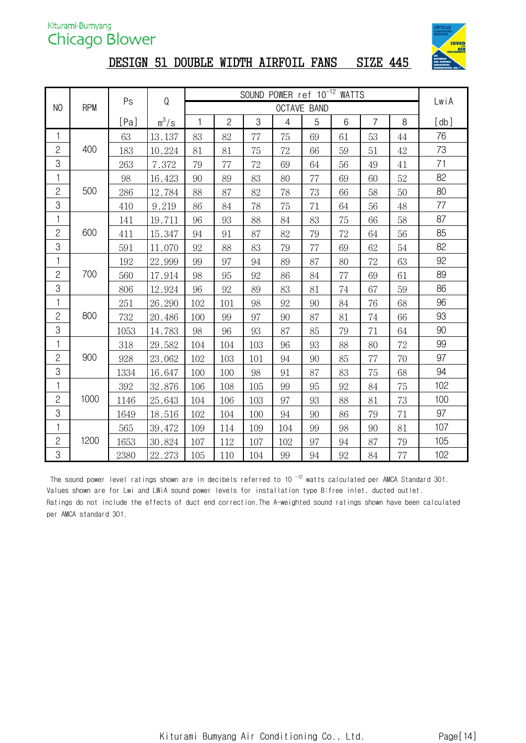Kiturami-Bumyang
Chicago Blower

# DESIGN 51 DOUBLE WIDTH AIRFOIL FANS SIZE 445

| NO | RPM | Ps | Q | SOUND POWER ref $10^{-12}$ WATTS | | | | | | | | LwiA |
|---|---|---|---|---|---|---|---|---|---|---|---|---|
| | | | | OCTAVE BAND | | | | | | | | |
| | | [Pa] | $m^3/s$ | 1 | 2 | 3 | 4 | 5 | 6 | 7 | 8 | [db] |
| 1 | 400 | 63 | 13.137 | 83 | 82 | 77 | 75 | 69 | 61 | 53 | 44 | 76 |
| 2 | | 183 | 10.224 | 81 | 81 | 75 | 72 | 66 | 59 | 51 | 42 | 73 |
| 3 | | 263 | 7.372 | 79 | 77 | 72 | 69 | 64 | 56 | 49 | 41 | 71 |
| 1 | 500 | 98 | 16.423 | 90 | 89 | 83 | 80 | 77 | 69 | 60 | 52 | 82 |
| 2 | | 286 | 12.784 | 88 | 87 | 82 | 78 | 73 | 66 | 58 | 50 | 80 |
| 3 | | 410 | 9.219 | 86 | 84 | 78 | 75 | 71 | 64 | 56 | 48 | 77 |
| 1 | 600 | 141 | 19.711 | 96 | 93 | 88 | 84 | 83 | 75 | 66 | 58 | 87 |
| 2 | | 411 | 15.347 | 94 | 91 | 87 | 82 | 79 | 72 | 64 | 56 | 85 |
| 3 | | 591 | 11.070 | 92 | 88 | 83 | 79 | 77 | 69 | 62 | 54 | 82 |
| 1 | 700 | 192 | 22.999 | 99 | 97 | 94 | 89 | 87 | 80 | 72 | 63 | 92 |
| 2 | | 560 | 17.914 | 98 | 95 | 92 | 86 | 84 | 77 | 69 | 61 | 89 |
| 3 | | 806 | 12.924 | 96 | 92 | 89 | 83 | 81 | 74 | 67 | 59 | 86 |
| 1 | 800 | 251 | 26.290 | 102 | 101 | 98 | 92 | 90 | 84 | 76 | 68 | 96 |
| 2 | | 732 | 20.486 | 100 | 99 | 97 | 90 | 87 | 81 | 74 | 66 | 93 |
| 3 | | 1053 | 14.783 | 98 | 96 | 93 | 87 | 85 | 79 | 71 | 64 | 90 |
| 1 | 900 | 318 | 29.582 | 104 | 104 | 103 | 96 | 93 | 88 | 80 | 72 | 99 |
| 2 | | 928 | 23.062 | 102 | 103 | 101 | 94 | 90 | 85 | 77 | 70 | 97 |
| 3 | | 1334 | 16.647 | 100 | 100 | 98 | 91 | 87 | 83 | 75 | 68 | 94 |
| 1 | 1000 | 392 | 32.876 | 106 | 108 | 105 | 99 | 95 | 92 | 84 | 75 | 102 |
| 2 | | 1146 | 25.643 | 104 | 106 | 103 | 97 | 93 | 88 | 81 | 73 | 100 |
| 3 | | 1649 | 18.516 | 102 | 104 | 100 | 94 | 90 | 86 | 79 | 71 | 97 |
| 1 | 1200 | 565 | 39.472 | 109 | 114 | 109 | 104 | 99 | 98 | 90 | 81 | 107 |
| 2 | | 1653 | 30.824 | 107 | 112 | 107 | 102 | 97 | 94 | 87 | 79 | 105 |
| 3 | | 2380 | 22.273 | 105 | 110 | 104 | 99 | 94 | 92 | 84 | 77 | 102 |

The sound power level ratings shown are in decibels referred to $10^{-12}$ watts calculated per AMCA Standard 301. Values shown are for Lwi and LWiA sound power levels for installation type B:free inlet, ducted outlet. Ratings do not include the effects of duct end correction. The A-weighted sound ratings shown have been calculated per AMCA standard 301.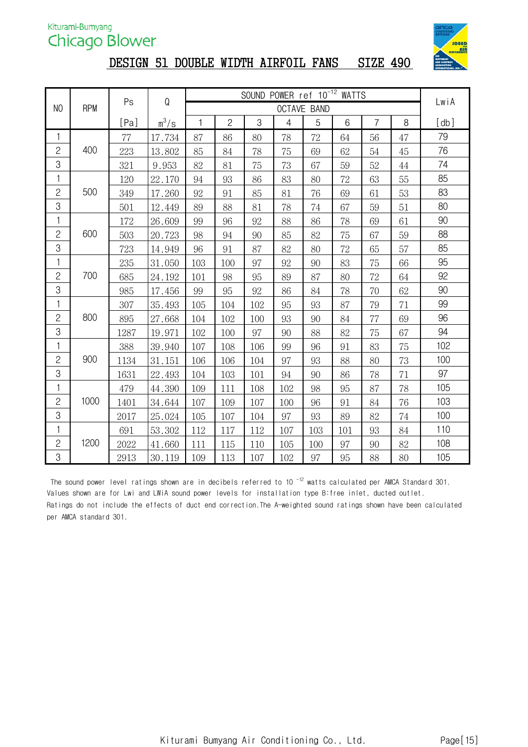Kiturami-Bumyang
Chicago Blower

# DESIGN 51 DOUBLE WIDTH AIRFOIL FANS SIZE 490

| NO | RPM | Ps | Q | SOUND POWER ref $10^{-12}$ WATTS | | | | | | | | LwiA |
|---|---|---|---|---|---|---|---|---|---|---|---|---|
| | | | | OCTAVE BAND | | | | | | | | |
| | | [Pa] | $m^3/s$ | 1 | 2 | 3 | 4 | 5 | 6 | 7 | 8 | [db] |
| 1 | 400 | 77 | 17.734 | 87 | 86 | 80 | 78 | 72 | 64 | 56 | 47 | 79 |
| 2 | | 223 | 13.802 | 85 | 84 | 78 | 75 | 69 | 62 | 54 | 45 | 76 |
| 3 | | 321 | 9.953 | 82 | 81 | 75 | 73 | 67 | 59 | 52 | 44 | 74 |
| 1 | 500 | 120 | 22.170 | 94 | 93 | 86 | 83 | 80 | 72 | 63 | 55 | 85 |
| 2 | | 349 | 17.260 | 92 | 91 | 85 | 81 | 76 | 69 | 61 | 53 | 83 |
| 3 | | 501 | 12.449 | 89 | 88 | 81 | 78 | 74 | 67 | 59 | 51 | 80 |
| 1 | 600 | 172 | 26.609 | 99 | 96 | 92 | 88 | 86 | 78 | 69 | 61 | 90 |
| 2 | | 503 | 20.723 | 98 | 94 | 90 | 85 | 82 | 75 | 67 | 59 | 88 |
| 3 | | 723 | 14.949 | 96 | 91 | 87 | 82 | 80 | 72 | 65 | 57 | 85 |
| 1 | 700 | 235 | 31.050 | 103 | 100 | 97 | 92 | 90 | 83 | 75 | 66 | 95 |
| 2 | | 685 | 24.192 | 101 | 98 | 95 | 89 | 87 | 80 | 72 | 64 | 92 |
| 3 | | 985 | 17.456 | 99 | 95 | 92 | 86 | 84 | 78 | 70 | 62 | 90 |
| 1 | 800 | 307 | 35.493 | 105 | 104 | 102 | 95 | 93 | 87 | 79 | 71 | 99 |
| 2 | | 895 | 27.668 | 104 | 102 | 100 | 93 | 90 | 84 | 77 | 69 | 96 |
| 3 | | 1287 | 19.971 | 102 | 100 | 97 | 90 | 88 | 82 | 75 | 67 | 94 |
| 1 | 900 | 388 | 39.940 | 107 | 108 | 106 | 99 | 96 | 91 | 83 | 75 | 102 |
| 2 | | 1134 | 31.151 | 106 | 106 | 104 | 97 | 93 | 88 | 80 | 73 | 100 |
| 3 | | 1631 | 22.493 | 104 | 103 | 101 | 94 | 90 | 86 | 78 | 71 | 97 |
| 1 | 1000 | 479 | 44.390 | 109 | 111 | 108 | 102 | 98 | 95 | 87 | 78 | 105 |
| 2 | | 1401 | 34.644 | 107 | 109 | 107 | 100 | 96 | 91 | 84 | 76 | 103 |
| 3 | | 2017 | 25.024 | 105 | 107 | 104 | 97 | 93 | 89 | 82 | 74 | 100 |
| 1 | 1200 | 691 | 53.302 | 112 | 117 | 112 | 107 | 103 | 101 | 93 | 84 | 110 |
| 2 | | 2022 | 41.660 | 111 | 115 | 110 | 105 | 100 | 97 | 90 | 82 | 108 |
| 3 | | 2913 | 30.119 | 109 | 113 | 107 | 102 | 97 | 95 | 88 | 80 | 105 |

The sound power level ratings shown are in decibels referred to $10^{-12}$ watts calculated per AMCA Standard 301. Values shown are for Lwi and LWiA sound power levels for installation type B:free inlet, ducted outlet. Ratings do not include the effects of duct end correction.The A-weighted sound ratings shown have been calculated per AMCA standard 301.

Kiturami Bumyang Air Conditioning Co., Ltd.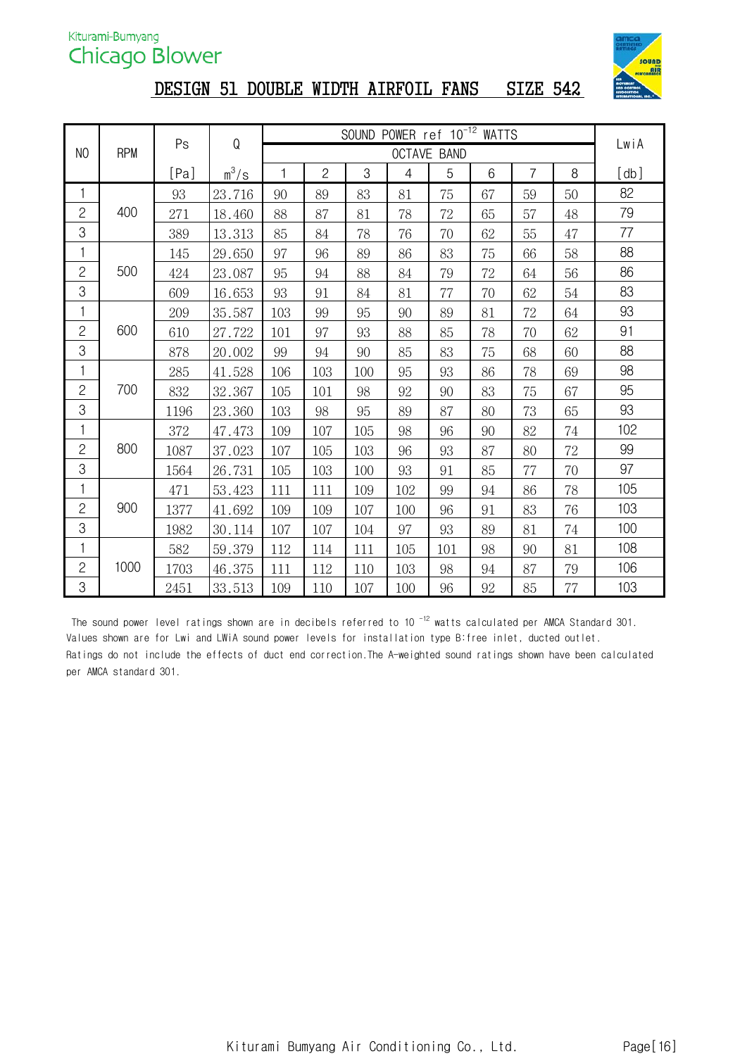Kiturami-Bumyang
Chicago Blower

# DESIGN 51 DOUBLE WIDTH AIRFOIL FANS SIZE 542

| NO | RPM | Ps [Pa] | Q $m^3/s$ | SOUND POWER ref $10^{-12}$ WATTS OCTAVE BAND 1 | 2 | 3 | 4 | 5 | 6 | 7 | 8 | LwiA [db] |
|---|---|---|---|---|---|---|---|---|---|---|---|---|
| 1 | 400 | 93 | 23.716 | 90 | 89 | 83 | 81 | 75 | 67 | 59 | 50 | 82 |
| 2 | | 271 | 18.460 | 88 | 87 | 81 | 78 | 72 | 65 | 57 | 48 | 79 |
| 3 | | 389 | 13.313 | 85 | 84 | 78 | 76 | 70 | 62 | 55 | 47 | 77 |
| 1 | 500 | 145 | 29.650 | 97 | 96 | 89 | 86 | 83 | 75 | 66 | 58 | 88 |
| 2 | | 424 | 23.087 | 95 | 94 | 88 | 84 | 79 | 72 | 64 | 56 | 86 |
| 3 | | 609 | 16.653 | 93 | 91 | 84 | 81 | 77 | 70 | 62 | 54 | 83 |
| 1 | 600 | 209 | 35.587 | 103 | 99 | 95 | 90 | 89 | 81 | 72 | 64 | 93 |
| 2 | | 610 | 27.722 | 101 | 97 | 93 | 88 | 85 | 78 | 70 | 62 | 91 |
| 3 | | 878 | 20.002 | 99 | 94 | 90 | 85 | 83 | 75 | 68 | 60 | 88 |
| 1 | 700 | 285 | 41.528 | 106 | 103 | 100 | 95 | 93 | 86 | 78 | 69 | 98 |
| 2 | | 832 | 32.367 | 105 | 101 | 98 | 92 | 90 | 83 | 75 | 67 | 95 |
| 3 | | 1196 | 23.360 | 103 | 98 | 95 | 89 | 87 | 80 | 73 | 65 | 93 |
| 1 | 800 | 372 | 47.473 | 109 | 107 | 105 | 98 | 96 | 90 | 82 | 74 | 102 |
| 2 | | 1087 | 37.023 | 107 | 105 | 103 | 96 | 93 | 87 | 80 | 72 | 99 |
| 3 | | 1564 | 26.731 | 105 | 103 | 100 | 93 | 91 | 85 | 77 | 70 | 97 |
| 1 | 900 | 471 | 53.423 | 111 | 111 | 109 | 102 | 99 | 94 | 86 | 78 | 105 |
| 2 | | 1377 | 41.692 | 109 | 109 | 107 | 100 | 96 | 91 | 83 | 76 | 103 |
| 3 | | 1982 | 30.114 | 107 | 107 | 104 | 97 | 93 | 89 | 81 | 74 | 100 |
| 1 | 1000 | 582 | 59.379 | 112 | 114 | 111 | 105 | 101 | 98 | 90 | 81 | 108 |
| 2 | | 1703 | 46.375 | 111 | 112 | 110 | 103 | 98 | 94 | 87 | 79 | 106 |
| 3 | | 2451 | 33.513 | 109 | 110 | 107 | 100 | 96 | 92 | 85 | 77 | 103 |

The sound power level ratings shown are in decibels referred to $10^{-12}$ watts calculated per AMCA Standard 301. Values shown are for Lwi and LWiA sound power levels for installation type B:free inlet, ducted outlet. Ratings do not include the effects of duct end correction.The A-weighted sound ratings shown have been calculated per AMCA standard 301.

Kiturami Bumyang Air Conditioning Co., Ltd.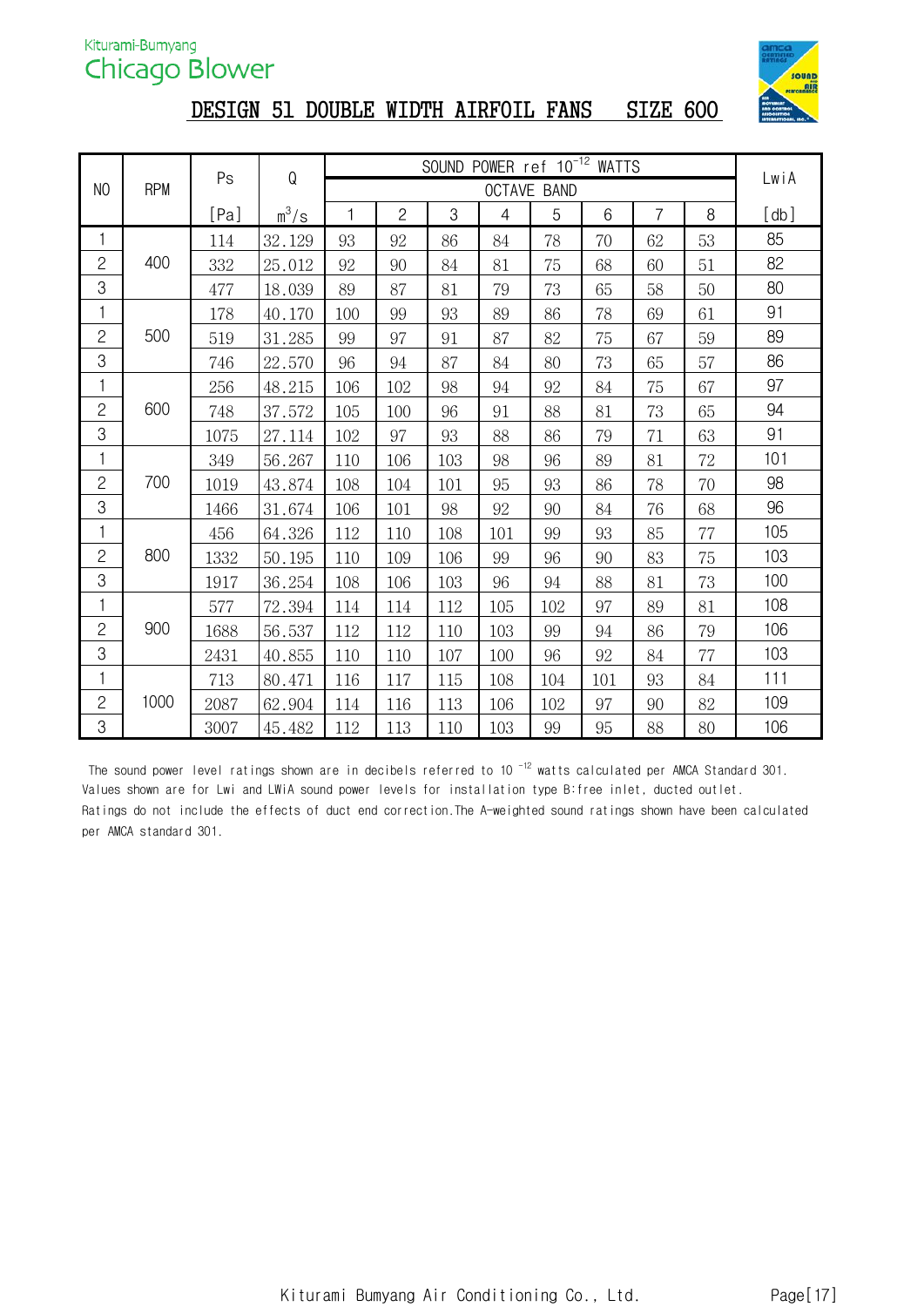Kiturami-Bumyang
Chicago Blower

# DESIGN 51 DOUBLE WIDTH AIRFOIL FANS SIZE 600

| NO | RPM | Ps | Q | SOUND POWER ref $10^{-12}$ WATTS | | | | | | | | LwiA |
|---|---|---|---|---|---|---|---|---|---|---|---|---|
| | | | | OCTAVE BAND | | | | | | | | |
| | | [Pa] | $m^3/s$ | 1 | 2 | 3 | 4 | 5 | 6 | 7 | 8 | [db] |
| 1 | 400 | 114 | 32.129 | 93 | 92 | 86 | 84 | 78 | 70 | 62 | 53 | 85 |
| 2 | | 332 | 25.012 | 92 | 90 | 84 | 81 | 75 | 68 | 60 | 51 | 82 |
| 3 | | 477 | 18.039 | 89 | 87 | 81 | 79 | 73 | 65 | 58 | 50 | 80 |
| 1 | 500 | 178 | 40.170 | 100 | 99 | 93 | 89 | 86 | 78 | 69 | 61 | 91 |
| 2 | | 519 | 31.285 | 99 | 97 | 91 | 87 | 82 | 75 | 67 | 59 | 89 |
| 3 | | 746 | 22.570 | 96 | 94 | 87 | 84 | 80 | 73 | 65 | 57 | 86 |
| 1 | 600 | 256 | 48.215 | 106 | 102 | 98 | 94 | 92 | 84 | 75 | 67 | 97 |
| 2 | | 748 | 37.572 | 105 | 100 | 96 | 91 | 88 | 81 | 73 | 65 | 94 |
| 3 | | 1075 | 27.114 | 102 | 97 | 93 | 88 | 86 | 79 | 71 | 63 | 91 |
| 1 | 700 | 349 | 56.267 | 110 | 106 | 103 | 98 | 96 | 89 | 81 | 72 | 101 |
| 2 | | 1019 | 43.874 | 108 | 104 | 101 | 95 | 93 | 86 | 78 | 70 | 98 |
| 3 | | 1466 | 31.674 | 106 | 101 | 98 | 92 | 90 | 84 | 76 | 68 | 96 |
| 1 | 800 | 456 | 64.326 | 112 | 110 | 108 | 101 | 99 | 93 | 85 | 77 | 105 |
| 2 | | 1332 | 50.195 | 110 | 109 | 106 | 99 | 96 | 90 | 83 | 75 | 103 |
| 3 | | 1917 | 36.254 | 108 | 106 | 103 | 96 | 94 | 88 | 81 | 73 | 100 |
| 1 | 900 | 577 | 72.394 | 114 | 114 | 112 | 105 | 102 | 97 | 89 | 81 | 108 |
| 2 | | 1688 | 56.537 | 112 | 112 | 110 | 103 | 99 | 94 | 86 | 79 | 106 |
| 3 | | 2431 | 40.855 | 110 | 110 | 107 | 100 | 96 | 92 | 84 | 77 | 103 |
| 1 | 1000 | 713 | 80.471 | 116 | 117 | 115 | 108 | 104 | 101 | 93 | 84 | 111 |
| 2 | | 2087 | 62.904 | 114 | 116 | 113 | 106 | 102 | 97 | 90 | 82 | 109 |
| 3 | | 3007 | 45.482 | 112 | 113 | 110 | 103 | 99 | 95 | 88 | 80 | 106 |

The sound power level ratings shown are in decibels referred to $10^{-12}$ watts calculated per AMCA Standard 301. Values shown are for Lwi and LWiA sound power levels for installation type B:free inlet, ducted outlet. Ratings do not include the effects of duct end correction.The A-weighted sound ratings shown have been calculated per AMCA standard 301.

Kiturami Bumyang Air Conditioning Co., Ltd.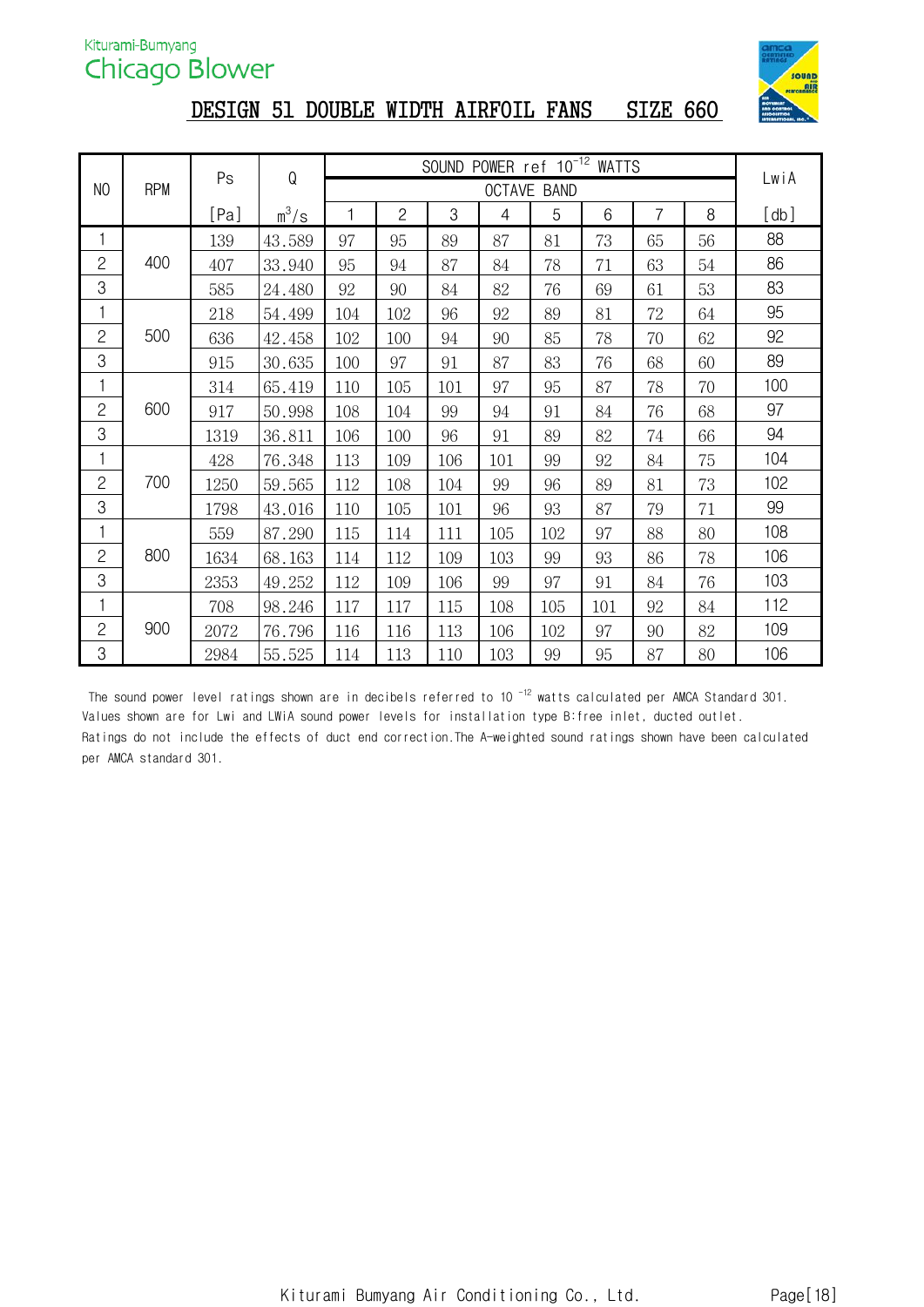Kiturami-Bumyang
Chicago Blower

# DESIGN 51 DOUBLE WIDTH AIRFOIL FANS SIZE 660

| NO | RPM | Ps | Q | SOUND POWER ref $10^{-12}$ WATTS | | | | | | | | LwiA |
|---|---|---|---|---|---|---|---|---|---|---|---|---|
| | | | | OCTAVE BAND | | | | | | | | |
| | | [Pa] | $m^3/s$ | 1 | 2 | 3 | 4 | 5 | 6 | 7 | 8 | [db] |
| 1 | 400 | 139 | 43.589 | 97 | 95 | 89 | 87 | 81 | 73 | 65 | 56 | 88 |
| 2 | | 407 | 33.940 | 95 | 94 | 87 | 84 | 78 | 71 | 63 | 54 | 86 |
| 3 | | 585 | 24.480 | 92 | 90 | 84 | 82 | 76 | 69 | 61 | 53 | 83 |
| 1 | 500 | 218 | 54.499 | 104 | 102 | 96 | 92 | 89 | 81 | 72 | 64 | 95 |
| 2 | | 636 | 42.458 | 102 | 100 | 94 | 90 | 85 | 78 | 70 | 62 | 92 |
| 3 | | 915 | 30.635 | 100 | 97 | 91 | 87 | 83 | 76 | 68 | 60 | 89 |
| 1 | 600 | 314 | 65.419 | 110 | 105 | 101 | 97 | 95 | 87 | 78 | 70 | 100 |
| 2 | | 917 | 50.998 | 108 | 104 | 99 | 94 | 91 | 84 | 76 | 68 | 97 |
| 3 | | 1319 | 36.811 | 106 | 100 | 96 | 91 | 89 | 82 | 74 | 66 | 94 |
| 1 | 700 | 428 | 76.348 | 113 | 109 | 106 | 101 | 99 | 92 | 84 | 75 | 104 |
| 2 | | 1250 | 59.565 | 112 | 108 | 104 | 99 | 96 | 89 | 81 | 73 | 102 |
| 3 | | 1798 | 43.016 | 110 | 105 | 101 | 96 | 93 | 87 | 79 | 71 | 99 |
| 1 | 800 | 559 | 87.290 | 115 | 114 | 111 | 105 | 102 | 97 | 88 | 80 | 108 |
| 2 | | 1634 | 68.163 | 114 | 112 | 109 | 103 | 99 | 93 | 86 | 78 | 106 |
| 3 | | 2353 | 49.252 | 112 | 109 | 106 | 99 | 97 | 91 | 84 | 76 | 103 |
| 1 | 900 | 708 | 98.246 | 117 | 117 | 115 | 108 | 105 | 101 | 92 | 84 | 112 |
| 2 | | 2072 | 76.796 | 116 | 116 | 113 | 106 | 102 | 97 | 90 | 82 | 109 |
| 3 | | 2984 | 55.525 | 114 | 113 | 110 | 103 | 99 | 95 | 87 | 80 | 106 |

The sound power level ratings shown are in decibels referred to $10^{-12}$ watts calculated per AMCA Standard 301.
Values shown are for Lwi and LWiA sound power levels for installation type B:free inlet, ducted outlet.
Ratings do not include the effects of duct end correction.The A-weighted sound ratings shown have been calculated per AMCA standard 301.

Kiturami Bumyang Air Conditioning Co., Ltd.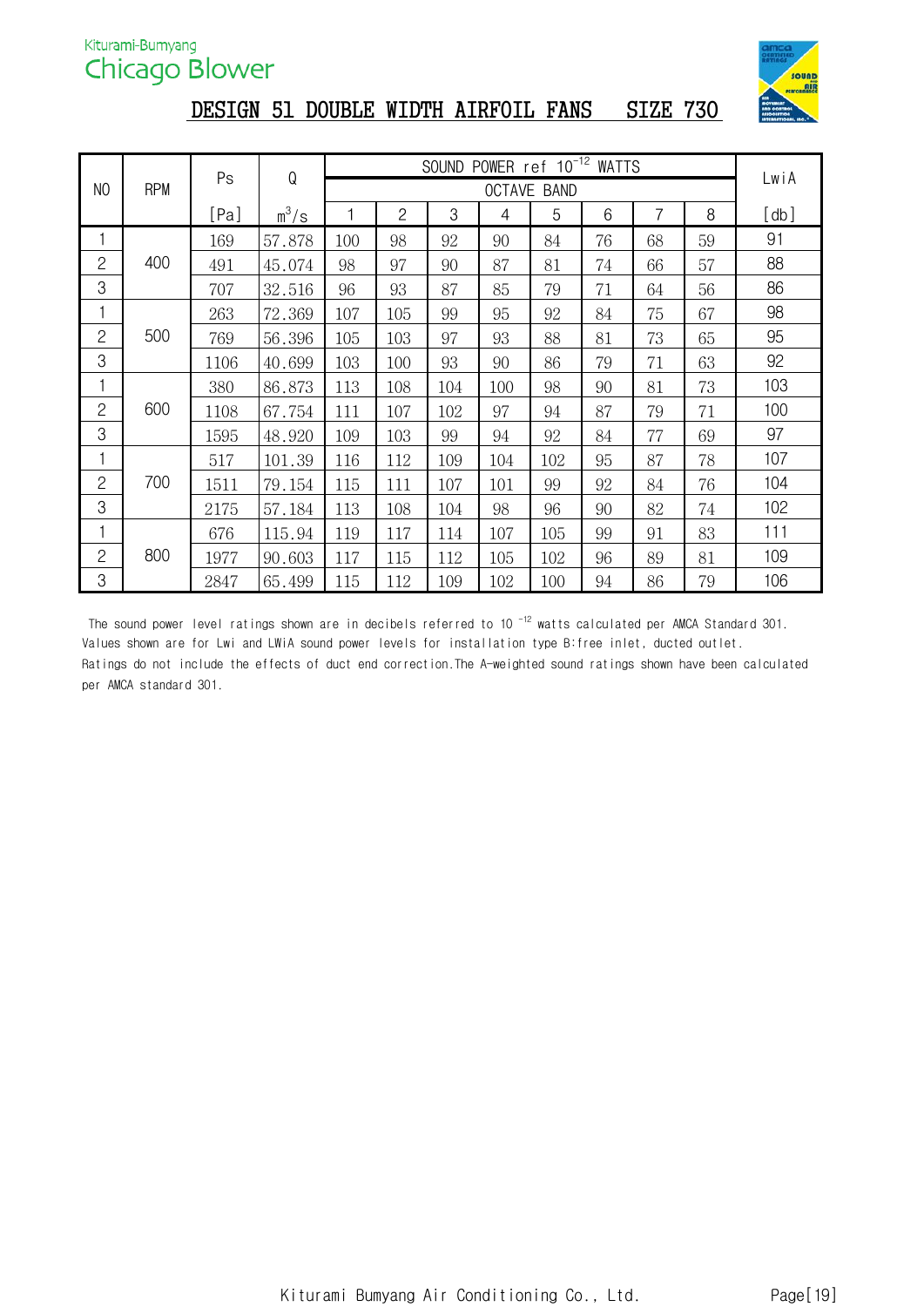Kiturami-Bumyang
Chicago Blower

# DESIGN 51 DOUBLE WIDTH AIRFOIL FANS SIZE 730

| NO | RPM | Ps | Q | SOUND POWER ref $10^{-12}$ WATTS | | | | | | | | LwiA |
|---|---|---|---|---|---|---|---|---|---|---|---|---|
| | | | | OCTAVE BAND | | | | | | | | |
| | | [Pa] | $m^3/s$ | 1 | 2 | 3 | 4 | 5 | 6 | 7 | 8 | [db] |
| 1 | 400 | 169 | 57.878 | 100 | 98 | 92 | 90 | 84 | 76 | 68 | 59 | 91 |
| 2 | | 491 | 45.074 | 98 | 97 | 90 | 87 | 81 | 74 | 66 | 57 | 88 |
| 3 | | 707 | 32.516 | 96 | 93 | 87 | 85 | 79 | 71 | 64 | 56 | 86 |
| 1 | 500 | 263 | 72.369 | 107 | 105 | 99 | 95 | 92 | 84 | 75 | 67 | 98 |
| 2 | | 769 | 56.396 | 105 | 103 | 97 | 93 | 88 | 81 | 73 | 65 | 95 |
| 3 | | 1106 | 40.699 | 103 | 100 | 93 | 90 | 86 | 79 | 71 | 63 | 92 |
| 1 | 600 | 380 | 86.873 | 113 | 108 | 104 | 100 | 98 | 90 | 81 | 73 | 103 |
| 2 | | 1108 | 67.754 | 111 | 107 | 102 | 97 | 94 | 87 | 79 | 71 | 100 |
| 3 | | 1595 | 48.920 | 109 | 103 | 99 | 94 | 92 | 84 | 77 | 69 | 97 |
| 1 | 700 | 517 | 101.39 | 116 | 112 | 109 | 104 | 102 | 95 | 87 | 78 | 107 |
| 2 | | 1511 | 79.154 | 115 | 111 | 107 | 101 | 99 | 92 | 84 | 76 | 104 |
| 3 | | 2175 | 57.184 | 113 | 108 | 104 | 98 | 96 | 90 | 82 | 74 | 102 |
| 1 | 800 | 676 | 115.94 | 119 | 117 | 114 | 107 | 105 | 99 | 91 | 83 | 111 |
| 2 | | 1977 | 90.603 | 117 | 115 | 112 | 105 | 102 | 96 | 89 | 81 | 109 |
| 3 | | 2847 | 65.499 | 115 | 112 | 109 | 102 | 100 | 94 | 86 | 79 | 106 |

The sound power level ratings shown are in decibels referred to 10 $^{-12}$ watts calculated per AMCA Standard 301.
Values shown are for Lwi and LWiA sound power levels for installation type B:free inlet, ducted outlet.
Ratings do not include the effects of duct end correction.The A-weighted sound ratings shown have been calculated per AMCA standard 301.

Kiturami Bumyang Air Conditioning Co., Ltd.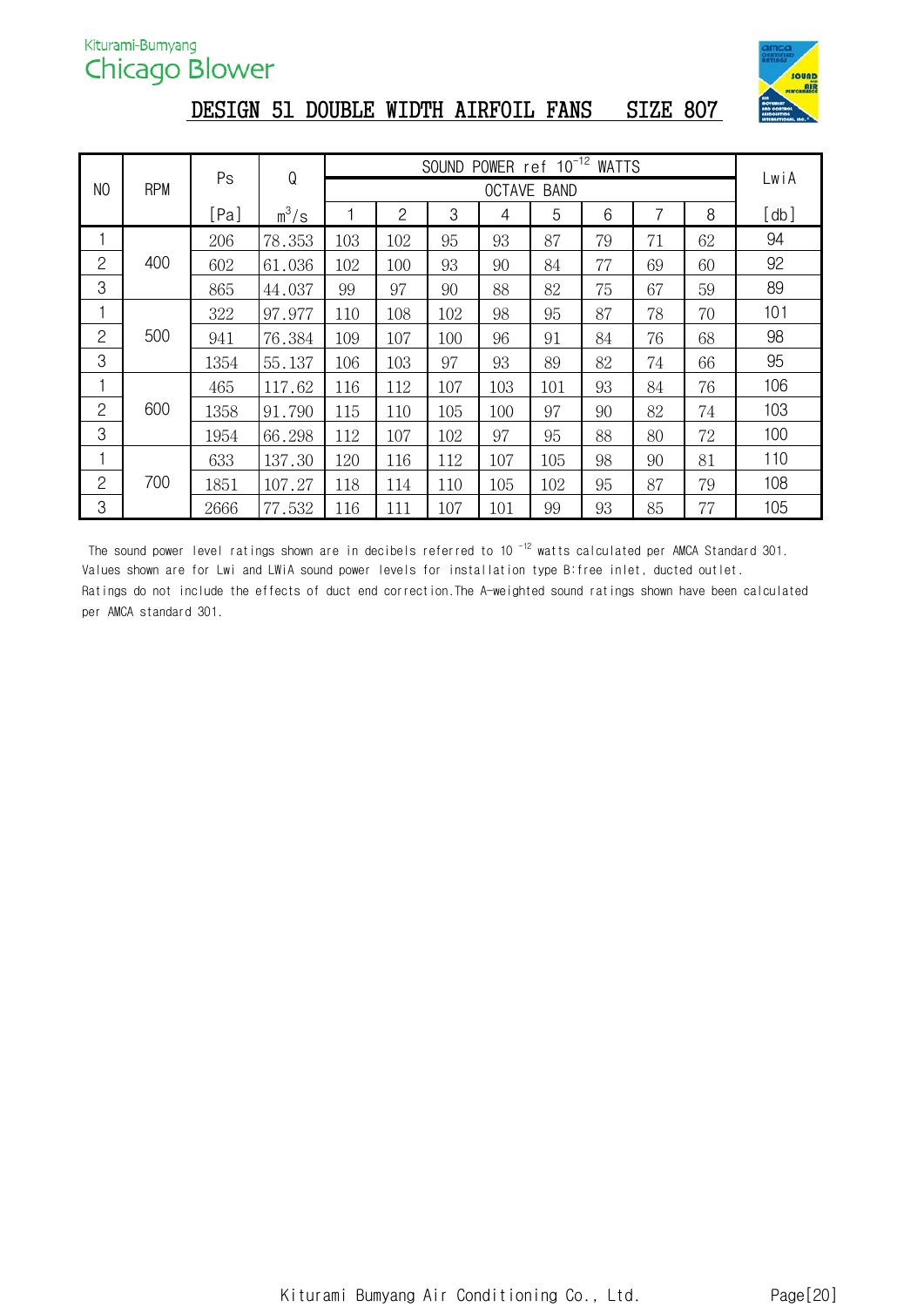Kiturami-Bumyang

Chicago Blower

## DESIGN 51 DOUBLE WIDTH AIRFOIL FANS SIZE 807

| NO | RPM | Ps | Q | SOUND POWER ref $10^{-12}$ WATTS | | | | | | | | LwiA |
|---|---|---|---|---|---|---|---|---|---|---|---|---|
| | | | | OCTAVE BAND | | | | | | | | |
| | | [Pa] | $m^3/s$ | 1 | 2 | 3 | 4 | 5 | 6 | 7 | 8 | [db] |
| 1 | 400 | 206 | 78.353 | 103 | 102 | 95 | 93 | 87 | 79 | 71 | 62 | 94 |
| 2 | | 602 | 61.036 | 102 | 100 | 93 | 90 | 84 | 77 | 69 | 60 | 92 |
| 3 | | 865 | 44.037 | 99 | 97 | 90 | 88 | 82 | 75 | 67 | 59 | 89 |
| 1 | 500 | 322 | 97.977 | 110 | 108 | 102 | 98 | 95 | 87 | 78 | 70 | 101 |
| 2 | | 941 | 76.384 | 109 | 107 | 100 | 96 | 91 | 84 | 76 | 68 | 98 |
| 3 | | 1354 | 55.137 | 106 | 103 | 97 | 93 | 89 | 82 | 74 | 66 | 95 |
| 1 | 600 | 465 | 117.62 | 116 | 112 | 107 | 103 | 101 | 93 | 84 | 76 | 106 |
| 2 | | 1358 | 91.790 | 115 | 110 | 105 | 100 | 97 | 90 | 82 | 74 | 103 |
| 3 | | 1954 | 66.298 | 112 | 107 | 102 | 97 | 95 | 88 | 80 | 72 | 100 |
| 1 | 700 | 633 | 137.30 | 120 | 116 | 112 | 107 | 105 | 98 | 90 | 81 | 110 |
| 2 | | 1851 | 107.27 | 118 | 114 | 110 | 105 | 102 | 95 | 87 | 79 | 108 |
| 3 | | 2666 | 77.532 | 116 | 111 | 107 | 101 | 99 | 93 | 85 | 77 | 105 |

The sound power level ratings shown are in decibels referred to 10 $^{-12}$ watts calculated per AMCA Standard 301. Values shown are for Lwi and LWiA sound power levels for installation type B:free inlet, ducted outlet. Ratings do not include the effects of duct end correction.The A-weighted sound ratings shown have been calculated per AMCA standard 301.

Kiturami Bumyang Air Conditioning Co., Ltd.